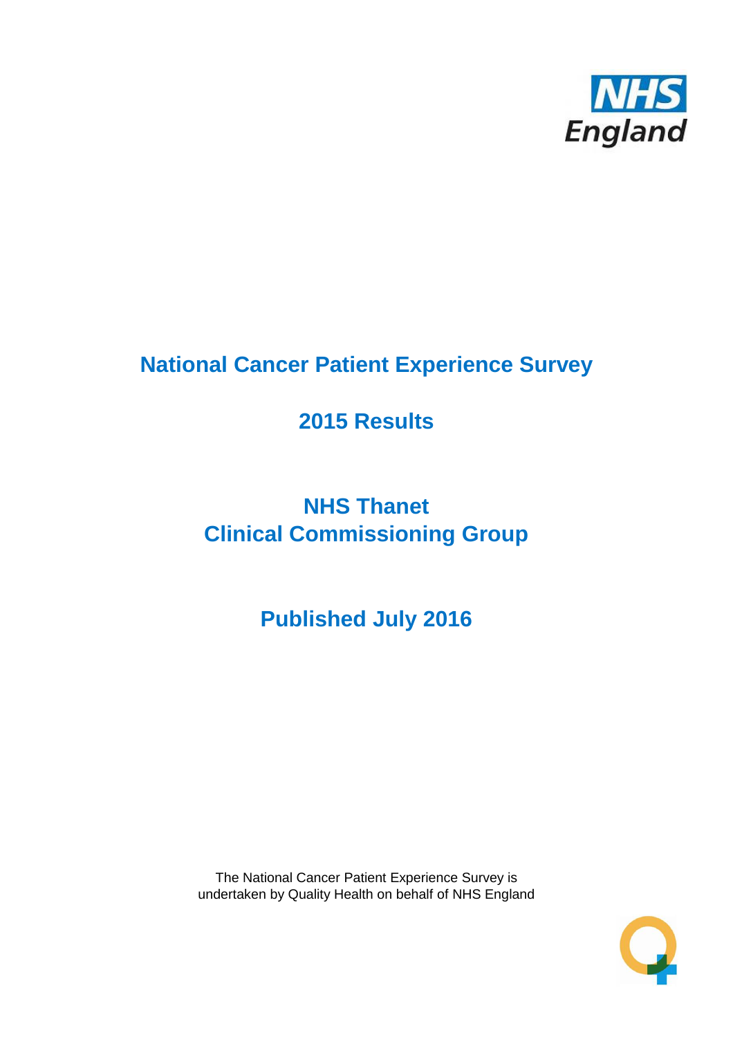# National Cancer Patient Experience Survey

## 2015 Results

## NHS Thanet
## Clinical Commissioning Group

## Published July 2016

The National Cancer Patient Experience Survey is undertaken by Quality Health on behalf of NHS England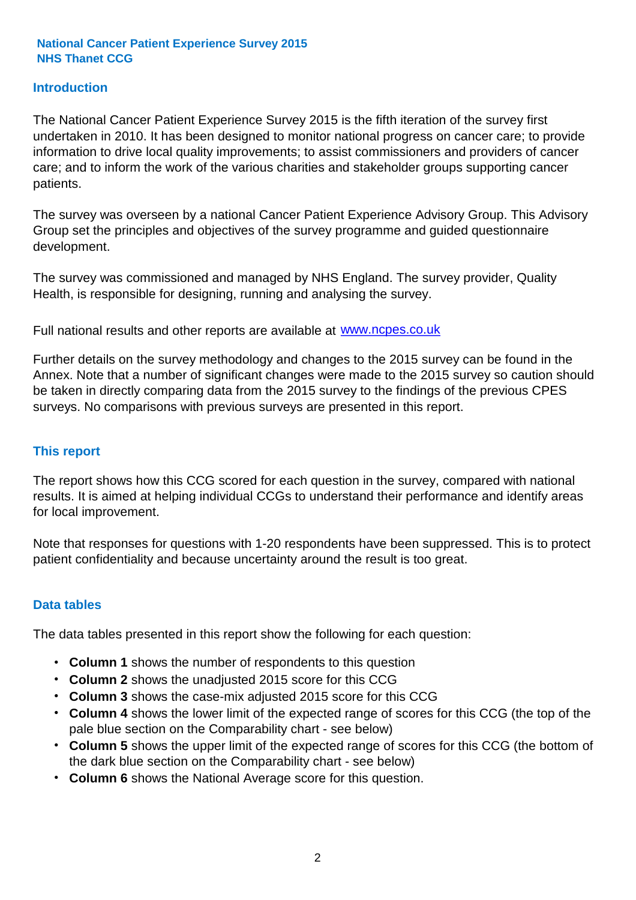**National Cancer Patient Experience Survey 2015**
**NHS Thanet CCG**

## Introduction

The National Cancer Patient Experience Survey 2015 is the fifth iteration of the survey first undertaken in 2010. It has been designed to monitor national progress on cancer care; to provide information to drive local quality improvements; to assist commissioners and providers of cancer care; and to inform the work of the various charities and stakeholder groups supporting cancer patients.

The survey was overseen by a national Cancer Patient Experience Advisory Group. This Advisory Group set the principles and objectives of the survey programme and guided questionnaire development.

The survey was commissioned and managed by NHS England. The survey provider, Quality Health, is responsible for designing, running and analysing the survey.

Full national results and other reports are available at [www.ncpes.co.uk](http://www.ncpes.co.uk)

Further details on the survey methodology and changes to the 2015 survey can be found in the Annex. Note that a number of significant changes were made to the 2015 survey so caution should be taken in directly comparing data from the 2015 survey to the findings of the previous CPES surveys. No comparisons with previous surveys are presented in this report.

## This report

The report shows how this CCG scored for each question in the survey, compared with national results. It is aimed at helping individual CCGs to understand their performance and identify areas for local improvement.

Note that responses for questions with 1-20 respondents have been suppressed. This is to protect patient confidentiality and because uncertainty around the result is too great.

## Data tables

The data tables presented in this report show the following for each question:

- **Column 1** shows the number of respondents to this question
- **Column 2** shows the unadjusted 2015 score for this CCG
- **Column 3** shows the case-mix adjusted 2015 score for this CCG
- **Column 4** shows the lower limit of the expected range of scores for this CCG (the top of the pale blue section on the Comparability chart - see below)
- **Column 5** shows the upper limit of the expected range of scores for this CCG (the bottom of the dark blue section on the Comparability chart - see below)
- **Column 6** shows the National Average score for this question.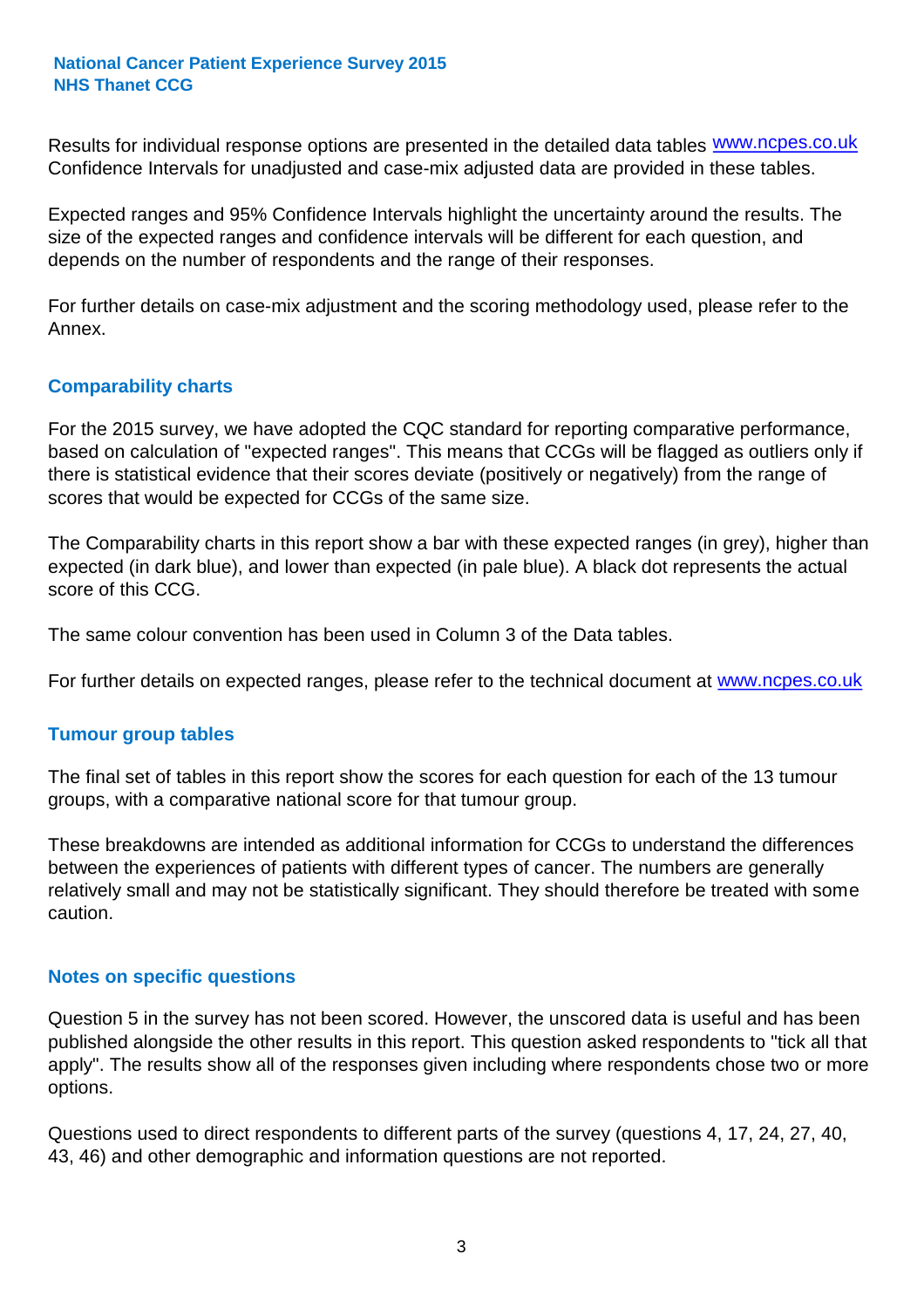Results for individual response options are presented in the detailed data tables www.ncpes.co.uk Confidence Intervals for unadjusted and case-mix adjusted data are provided in these tables.

Expected ranges and 95% Confidence Intervals highlight the uncertainty around the results. The size of the expected ranges and confidence intervals will be different for each question, and depends on the number of respondents and the range of their responses.

For further details on case-mix adjustment and the scoring methodology used, please refer to the Annex.

## Comparability charts

For the 2015 survey, we have adopted the CQC standard for reporting comparative performance, based on calculation of "expected ranges". This means that CCGs will be flagged as outliers only if there is statistical evidence that their scores deviate (positively or negatively) from the range of scores that would be expected for CCGs of the same size.

The Comparability charts in this report show a bar with these expected ranges (in grey), higher than expected (in dark blue), and lower than expected (in pale blue). A black dot represents the actual score of this CCG.

The same colour convention has been used in Column 3 of the Data tables.

For further details on expected ranges, please refer to the technical document at www.ncpes.co.uk

## Tumour group tables

The final set of tables in this report show the scores for each question for each of the 13 tumour groups, with a comparative national score for that tumour group.

These breakdowns are intended as additional information for CCGs to understand the differences between the experiences of patients with different types of cancer. The numbers are generally relatively small and may not be statistically significant. They should therefore be treated with some caution.

## Notes on specific questions

Question 5 in the survey has not been scored. However, the unscored data is useful and has been published alongside the other results in this report. This question asked respondents to "tick all that apply". The results show all of the responses given including where respondents chose two or more options.

Questions used to direct respondents to different parts of the survey (questions 4, 17, 24, 27, 40, 43, 46) and other demographic and information questions are not reported.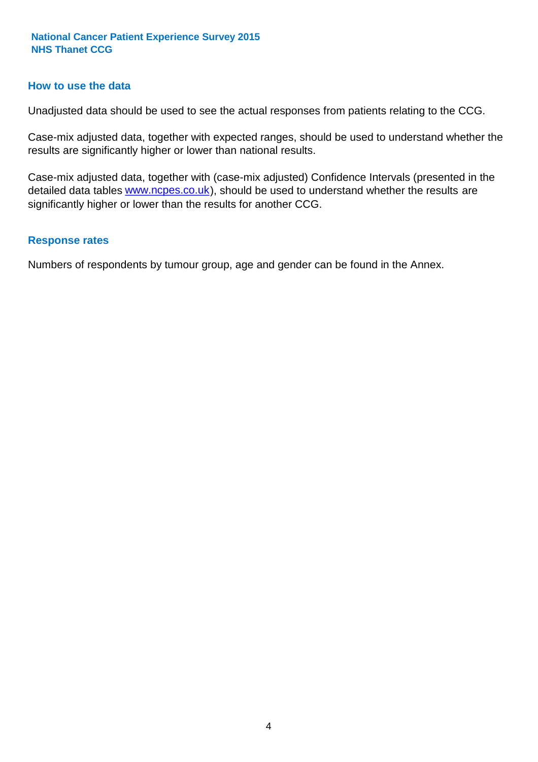## How to use the data

Unadjusted data should be used to see the actual responses from patients relating to the CCG.

Case-mix adjusted data, together with expected ranges, should be used to understand whether the results are significantly higher or lower than national results.

Case-mix adjusted data, together with (case-mix adjusted) Confidence Intervals (presented in the detailed data tables www.ncpes.co.uk), should be used to understand whether the results are significantly higher or lower than the results for another CCG.

## Response rates

Numbers of respondents by tumour group, age and gender can be found in the Annex.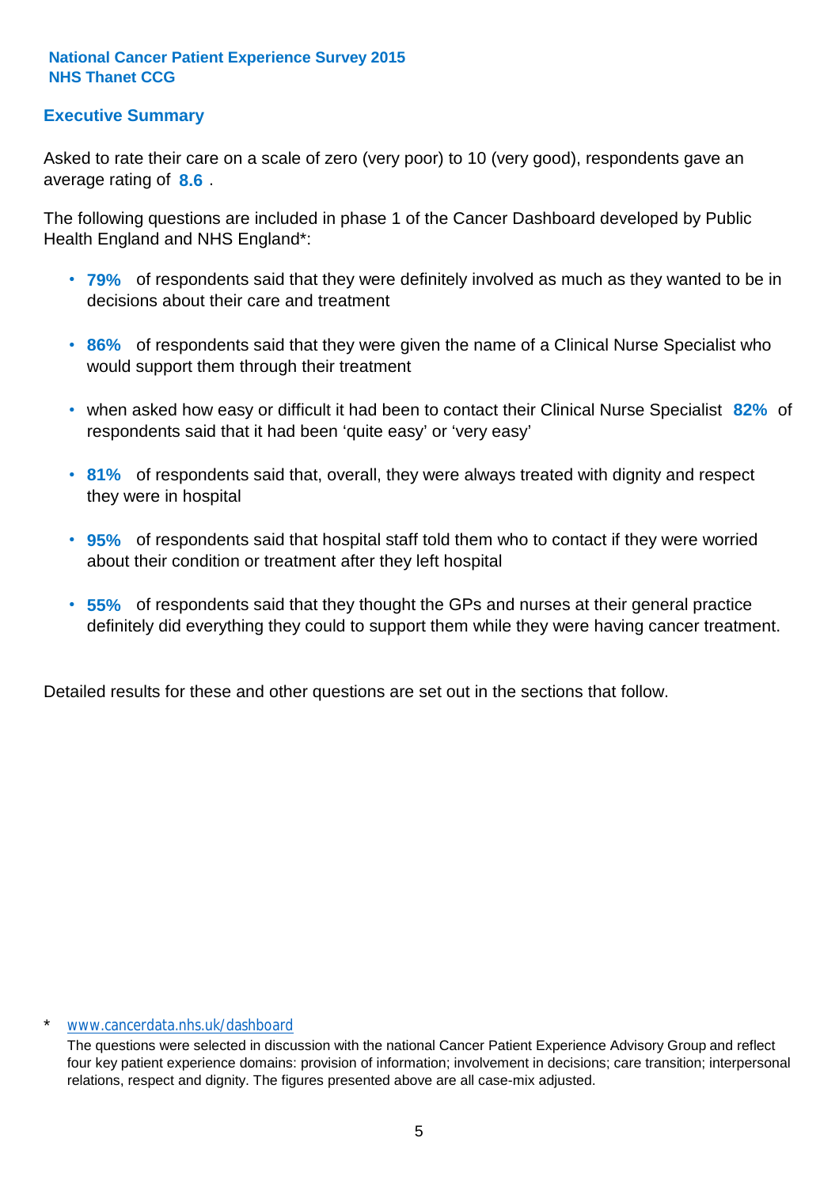**National Cancer Patient Experience Survey 2015**
**NHS Thanet CCG**

## Executive Summary

Asked to rate their care on a scale of zero (very poor) to 10 (very good), respondents gave an average rating of **8.6** .

The following questions are included in phase 1 of the Cancer Dashboard developed by Public Health England and NHS England*:

- **79%** of respondents said that they were definitely involved as much as they wanted to be in decisions about their care and treatment
- **86%** of respondents said that they were given the name of a Clinical Nurse Specialist who would support them through their treatment
- when asked how easy or difficult it had been to contact their Clinical Nurse Specialist **82%** of respondents said that it had been 'quite easy' or 'very easy'
- **81%** of respondents said that, overall, they were always treated with dignity and respect they were in hospital
- **95%** of respondents said that hospital staff told them who to contact if they were worried about their condition or treatment after they left hospital
- **55%** of respondents said that they thought the GPs and nurses at their general practice definitely did everything they could to support them while they were having cancer treatment.

Detailed results for these and other questions are set out in the sections that follow.

\* www.cancerdata.nhs.uk/dashboard

The questions were selected in discussion with the national Cancer Patient Experience Advisory Group and reflect four key patient experience domains: provision of information; involvement in decisions; care transition; interpersonal relations, respect and dignity. The figures presented above are all case-mix adjusted.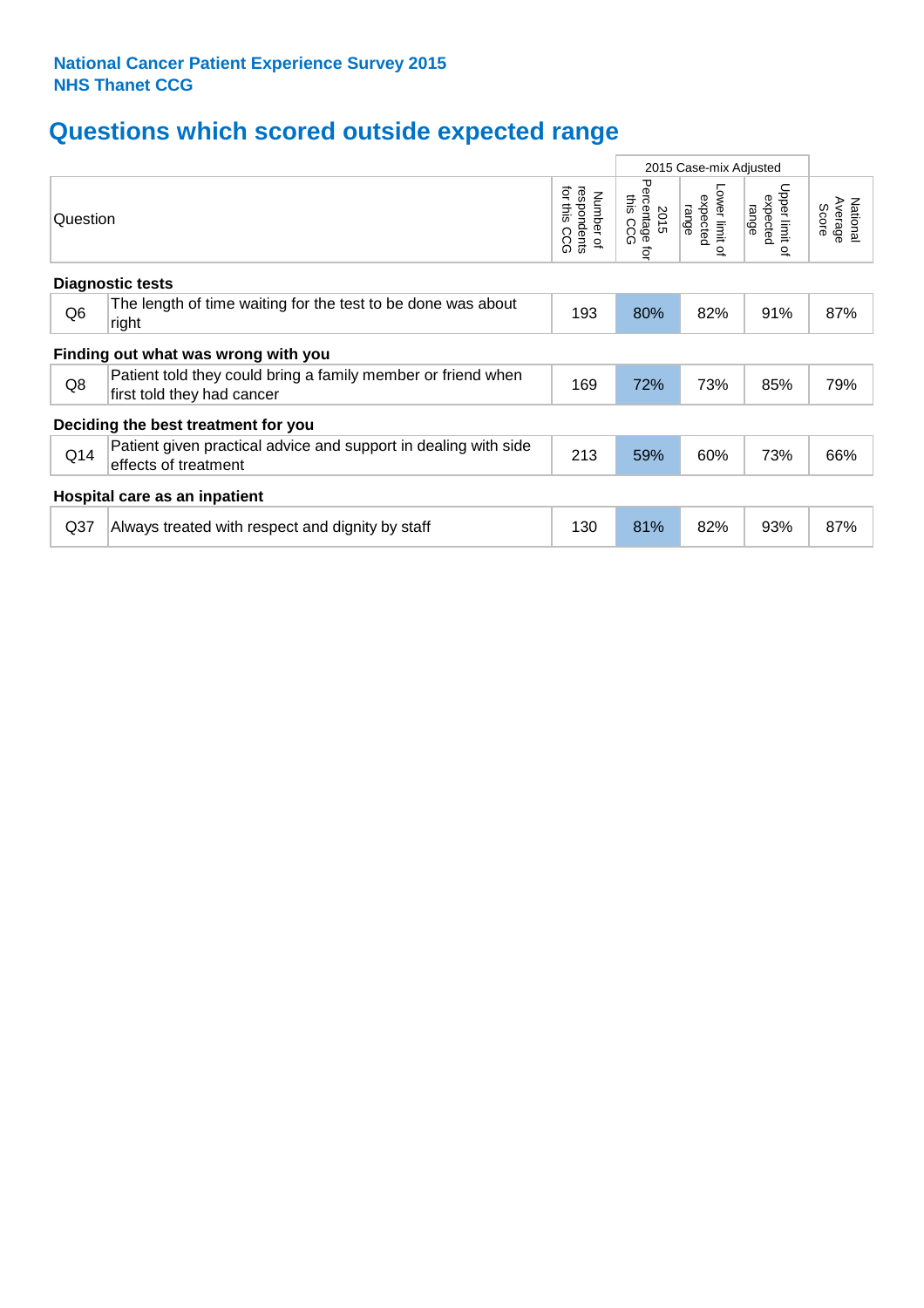**National Cancer Patient Experience Survey 2015**
**NHS Thanet CCG**

# Questions which scored outside expected range

| | | | 2015 Case-mix Adjusted | | | |
|---|---|---|---|---|---|---|
| Question | | Number of respondents for this CCG | 2015 Percentage for this CCG | Lower limit of expected range | Upper limit of expected range | National Average Score |
| **Diagnostic tests** | | | | | | |
| Q6 | The length of time waiting for the test to be done was about right | 193 | 80% | 82% | 91% | 87% |
| **Finding out what was wrong with you** | | | | | | |
| Q8 | Patient told they could bring a family member or friend when first told they had cancer | 169 | 72% | 73% | 85% | 79% |
| **Deciding the best treatment for you** | | | | | | |
| Q14 | Patient given practical advice and support in dealing with side effects of treatment | 213 | 59% | 60% | 73% | 66% |
| **Hospital care as an inpatient** | | | | | | |
| Q37 | Always treated with respect and dignity by staff | 130 | 81% | 82% | 93% | 87% |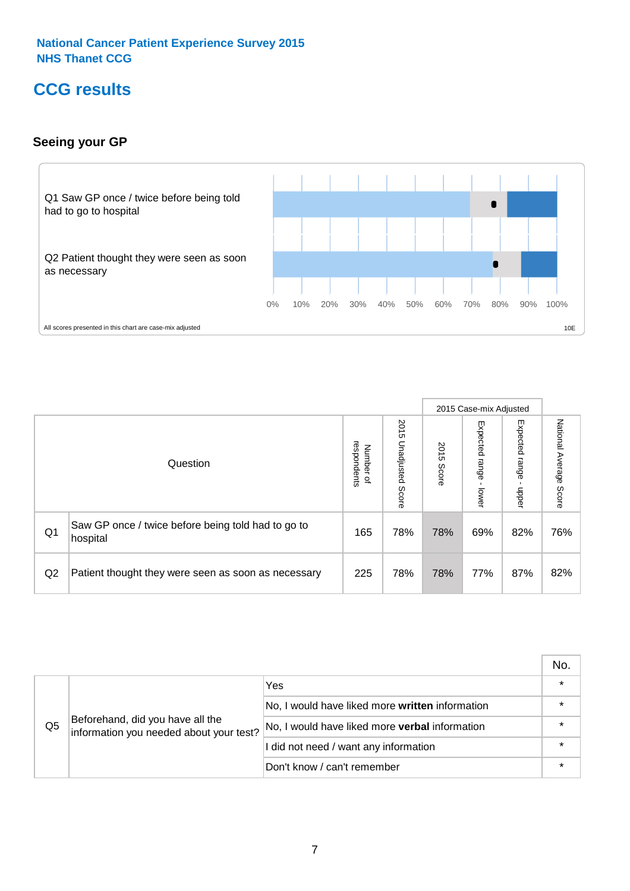National Cancer Patient Experience Survey 2015
NHS Thanet CCG

# CCG results

## Seeing your GP

Q1 Saw GP once / twice before being told had to go to hospital

Q2 Patient thought they were seen as soon as necessary

0% 10% 20% 30% 40% 50% 60% 70% 80% 90% 100%

All scores presented in this chart are case-mix adjusted

10E

| | Question | Number of respondents | 2015 Unadjusted Score | 2015 Case-mix Adjusted: 2015 Score | 2015 Case-mix Adjusted: Expected range - lower | 2015 Case-mix Adjusted: Expected range - upper | National Average Score |
|---|---|---|---|---|---|---|---|
| Q1 | Saw GP once / twice before being told had to go to hospital | 165 | 78% | 78% | 69% | 82% | 76% |
| Q2 | Patient thought they were seen as soon as necessary | 225 | 78% | 78% | 77% | 87% | 82% |

| | | | No. |
|---|---|---|---|
| Q5 | Beforehand, did you have all the information you needed about your test? | Yes | * |
| | | No, I would have liked more **written** information | * |
| | | No, I would have liked more **verbal** information | * |
| | | I did not need / want any information | * |
| | | Don't know / can't remember | * |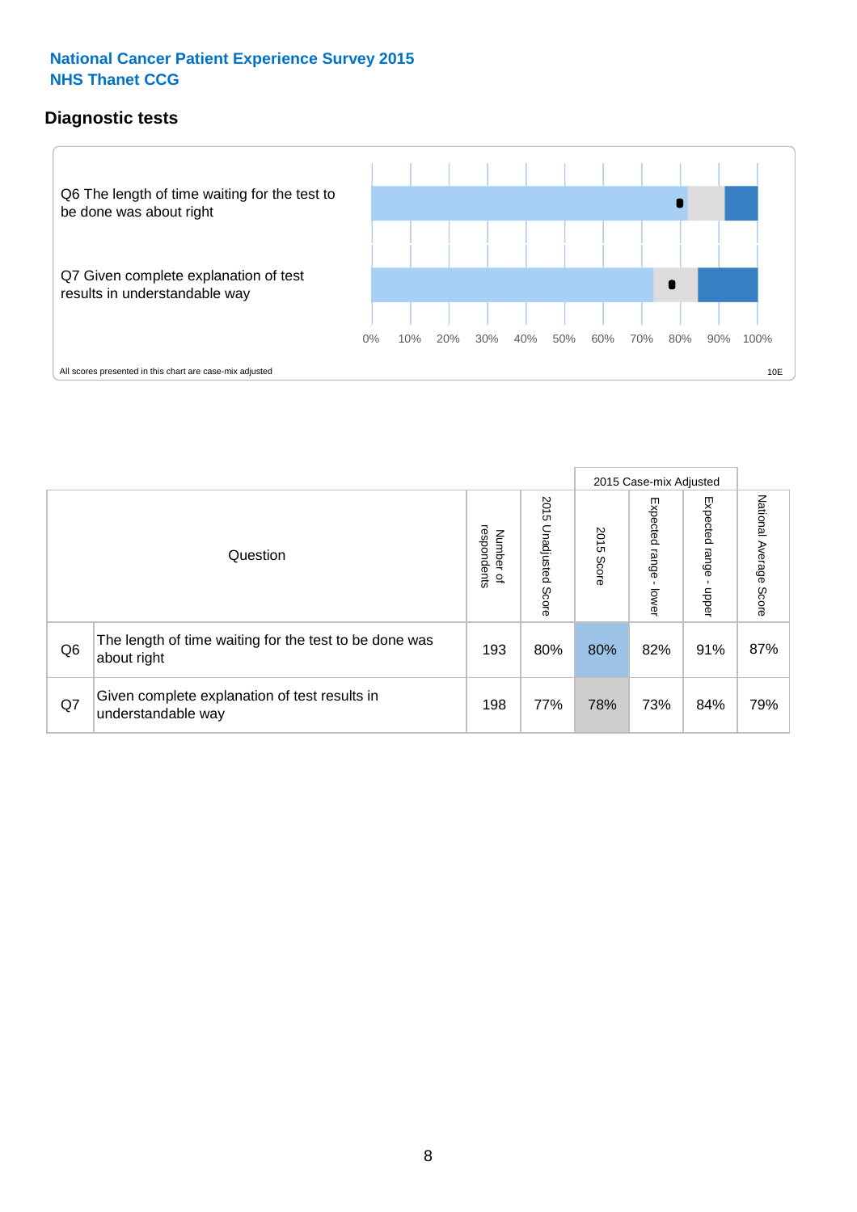## National Cancer Patient Experience Survey 2015
## NHS Thanet CCG

### Diagnostic tests

Q6 The length of time waiting for the test to be done was about right

Q7 Given complete explanation of test results in understandable way

0% 10% 20% 30% 40% 50% 60% 70% 80% 90% 100%

All scores presented in this chart are case-mix adjusted

10E

| | Question | Number of respondents | 2015 Unadjusted Score | 2015 Case-mix Adjusted: 2015 Score | 2015 Case-mix Adjusted: Expected range - lower | 2015 Case-mix Adjusted: Expected range - upper | National Average Score |
|---|---|---|---|---|---|---|---|
| Q6 | The length of time waiting for the test to be done was about right | 193 | 80% | 80% | 82% | 91% | 87% |
| Q7 | Given complete explanation of test results in understandable way | 198 | 77% | 78% | 73% | 84% | 79% |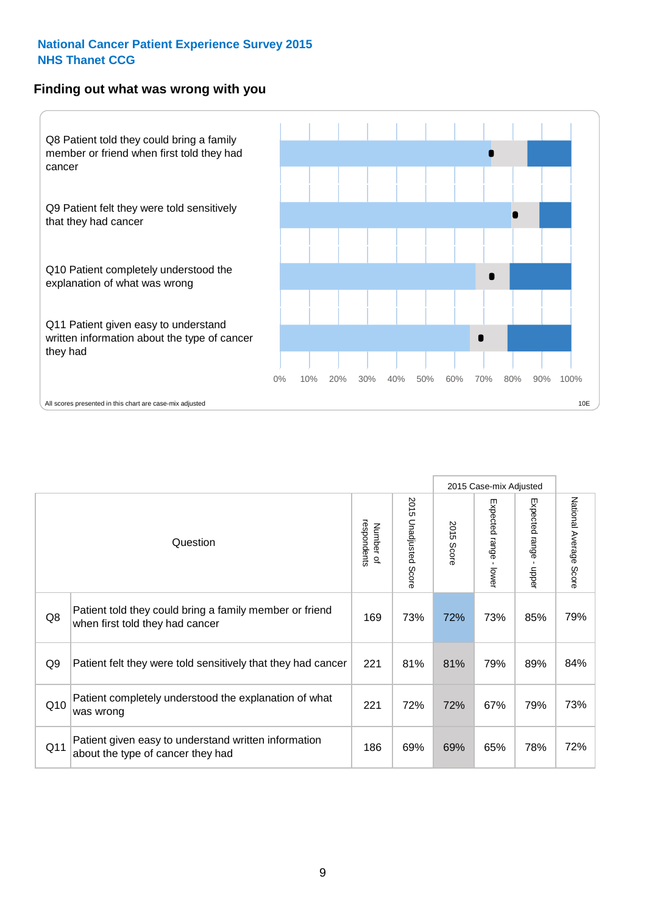**National Cancer Patient Experience Survey 2015**
**NHS Thanet CCG**

## Finding out what was wrong with you

Q8 Patient told they could bring a family member or friend when first told they had cancer

Q9 Patient felt they were told sensitively that they had cancer

Q10 Patient completely understood the explanation of what was wrong

Q11 Patient given easy to understand written information about the type of cancer they had

0% 10% 20% 30% 40% 50% 60% 70% 80% 90% 100%

All scores presented in this chart are case-mix adjusted

10E

| | Question | Number of respondents | 2015 Unadjusted Score | 2015 Case-mix Adjusted: 2015 Score | 2015 Case-mix Adjusted: Expected range - lower | 2015 Case-mix Adjusted: Expected range - upper | National Average Score |
|---|---|---|---|---|---|---|---|
| Q8 | Patient told they could bring a family member or friend when first told they had cancer | 169 | 73% | 72% | 73% | 85% | 79% |
| Q9 | Patient felt they were told sensitively that they had cancer | 221 | 81% | 81% | 79% | 89% | 84% |
| Q10 | Patient completely understood the explanation of what was wrong | 221 | 72% | 72% | 67% | 79% | 73% |
| Q11 | Patient given easy to understand written information about the type of cancer they had | 186 | 69% | 69% | 65% | 78% | 72% |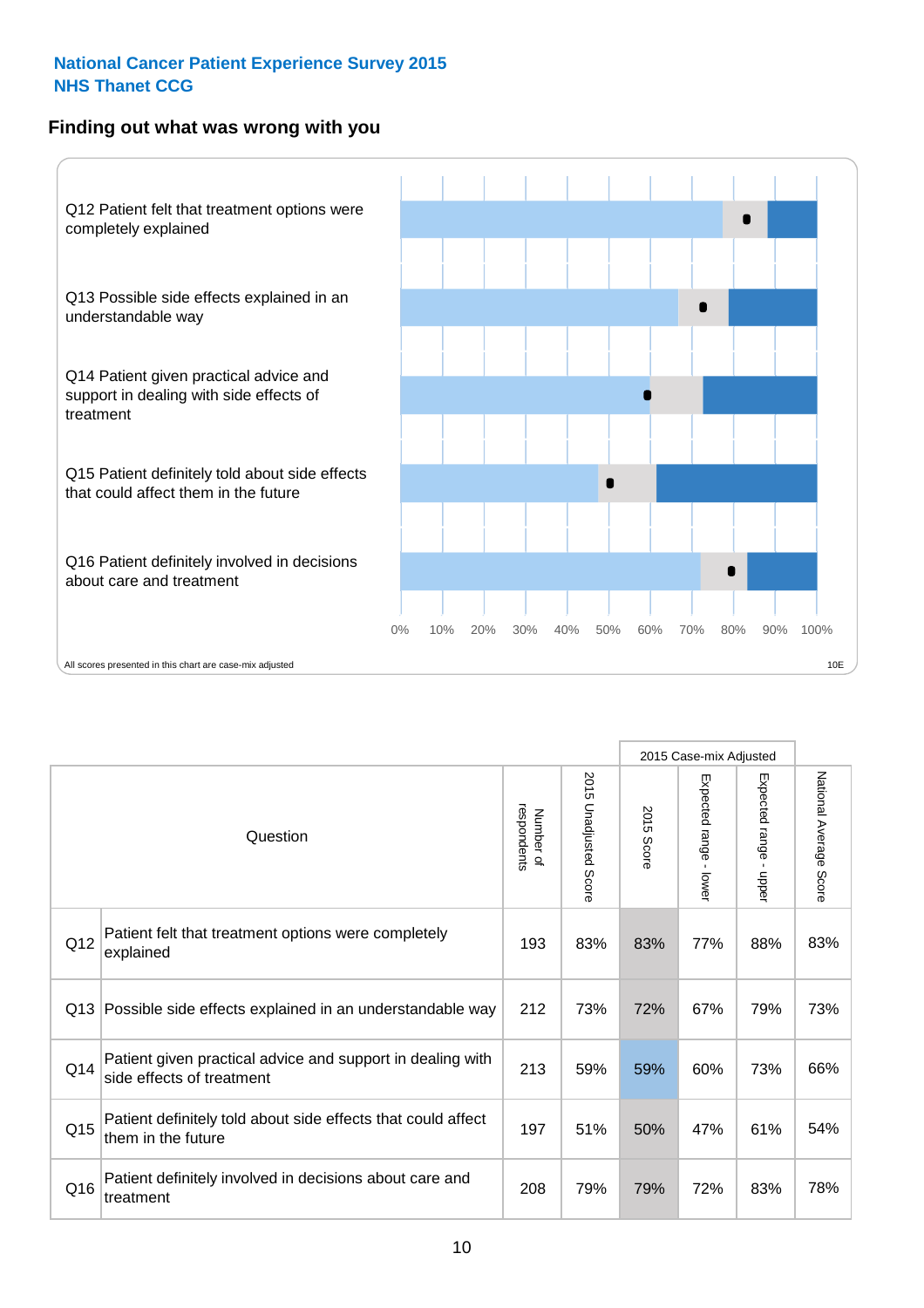National Cancer Patient Experience Survey 2015
NHS Thanet CCG

## Finding out what was wrong with you

Q12 Patient felt that treatment options were completely explained

Q13 Possible side effects explained in an understandable way

Q14 Patient given practical advice and support in dealing with side effects of treatment

Q15 Patient definitely told about side effects that could affect them in the future

Q16 Patient definitely involved in decisions about care and treatment

0% 10% 20% 30% 40% 50% 60% 70% 80% 90% 100%

All scores presented in this chart are case-mix adjusted

10E

| | Question | Number of respondents | 2015 Unadjusted Score | 2015 Case-mix Adjusted | | | National Average Score |
|---|---|---|---|---|---|---|---|
| | | | | 2015 Score | Expected range - lower | Expected range - upper | |
| Q12 | Patient felt that treatment options were completely explained | 193 | 83% | 83% | 77% | 88% | 83% |
| Q13 | Possible side effects explained in an understandable way | 212 | 73% | 72% | 67% | 79% | 73% |
| Q14 | Patient given practical advice and support in dealing with side effects of treatment | 213 | 59% | 59% | 60% | 73% | 66% |
| Q15 | Patient definitely told about side effects that could affect them in the future | 197 | 51% | 50% | 47% | 61% | 54% |
| Q16 | Patient definitely involved in decisions about care and treatment | 208 | 79% | 79% | 72% | 83% | 78% |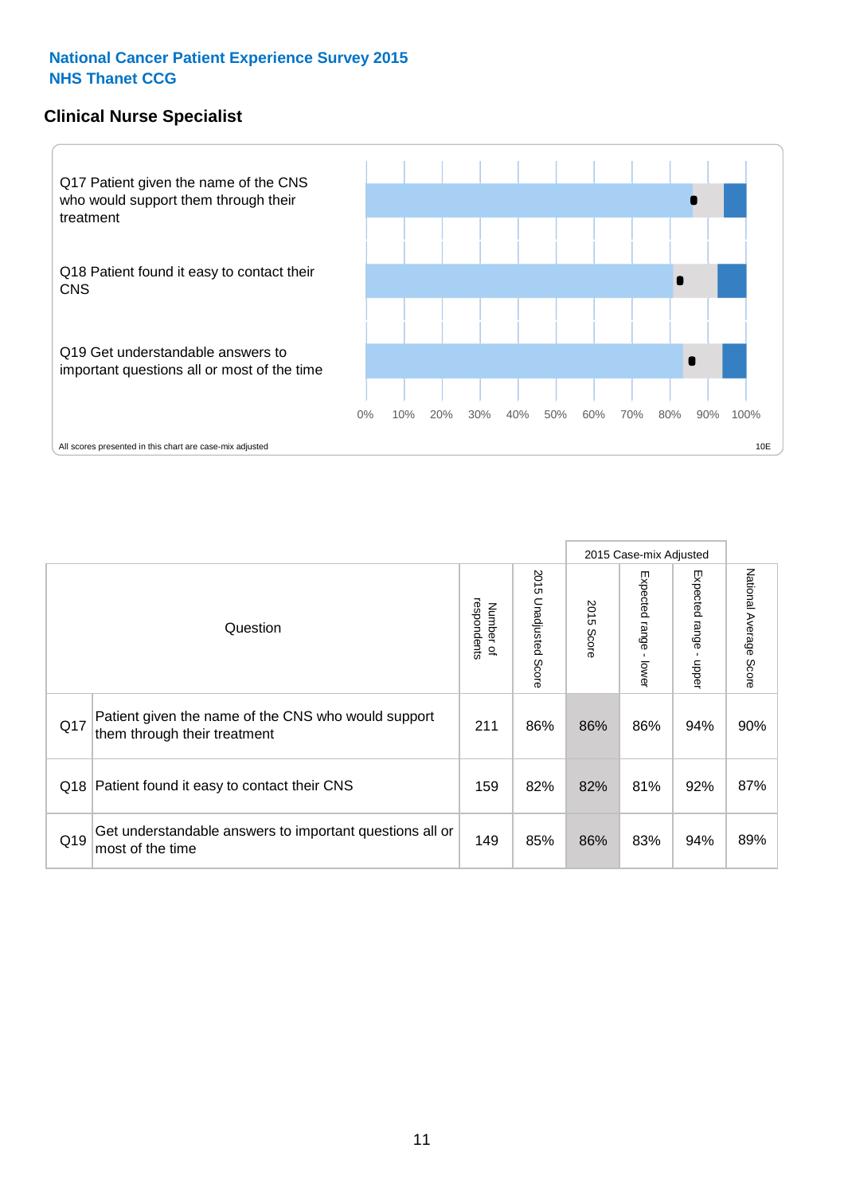National Cancer Patient Experience Survey 2015
NHS Thanet CCG

## Clinical Nurse Specialist

Q17 Patient given the name of the CNS who would support them through their treatment

Q18 Patient found it easy to contact their CNS

Q19 Get understandable answers to important questions all or most of the time

0% 10% 20% 30% 40% 50% 60% 70% 80% 90% 100%

All scores presented in this chart are case-mix adjusted

10E

| Question | | Number of respondents | 2015 Unadjusted Score | 2015 Case-mix Adjusted: 2015 Score | 2015 Case-mix Adjusted: Expected range - lower | 2015 Case-mix Adjusted: Expected range - upper | National Average Score |
|---|---|---|---|---|---|---|---|
| Q17 | Patient given the name of the CNS who would support them through their treatment | 211 | 86% | 86% | 86% | 94% | 90% |
| Q18 | Patient found it easy to contact their CNS | 159 | 82% | 82% | 81% | 92% | 87% |
| Q19 | Get understandable answers to important questions all or most of the time | 149 | 85% | 86% | 83% | 94% | 89% |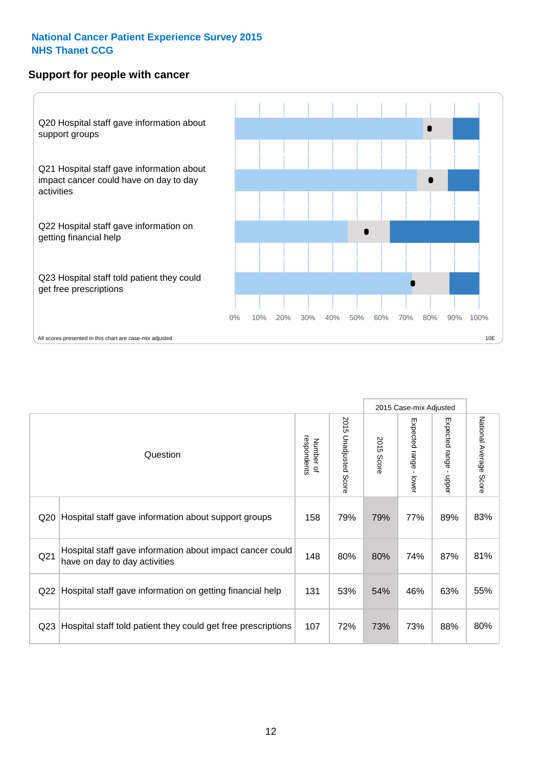National Cancer Patient Experience Survey 2015
NHS Thanet CCG

## Support for people with cancer

Q20 Hospital staff gave information about support groups

Q21 Hospital staff gave information about impact cancer could have on day to day activities

Q22 Hospital staff gave information on getting financial help

Q23 Hospital staff told patient they could get free prescriptions

0% 10% 20% 30% 40% 50% 60% 70% 80% 90% 100%

All scores presented in this chart are case-mix adjusted

10E

| | Question | Number of respondents | 2015 Unadjusted Score | 2015 Case-mix Adjusted: 2015 Score | 2015 Case-mix Adjusted: Expected range - lower | 2015 Case-mix Adjusted: Expected range - upper | National Average Score |
|---|---|---|---|---|---|---|---|
| Q20 | Hospital staff gave information about support groups | 158 | 79% | 79% | 77% | 89% | 83% |
| Q21 | Hospital staff gave information about impact cancer could have on day to day activities | 148 | 80% | 80% | 74% | 87% | 81% |
| Q22 | Hospital staff gave information on getting financial help | 131 | 53% | 54% | 46% | 63% | 55% |
| Q23 | Hospital staff told patient they could get free prescriptions | 107 | 72% | 73% | 73% | 88% | 80% |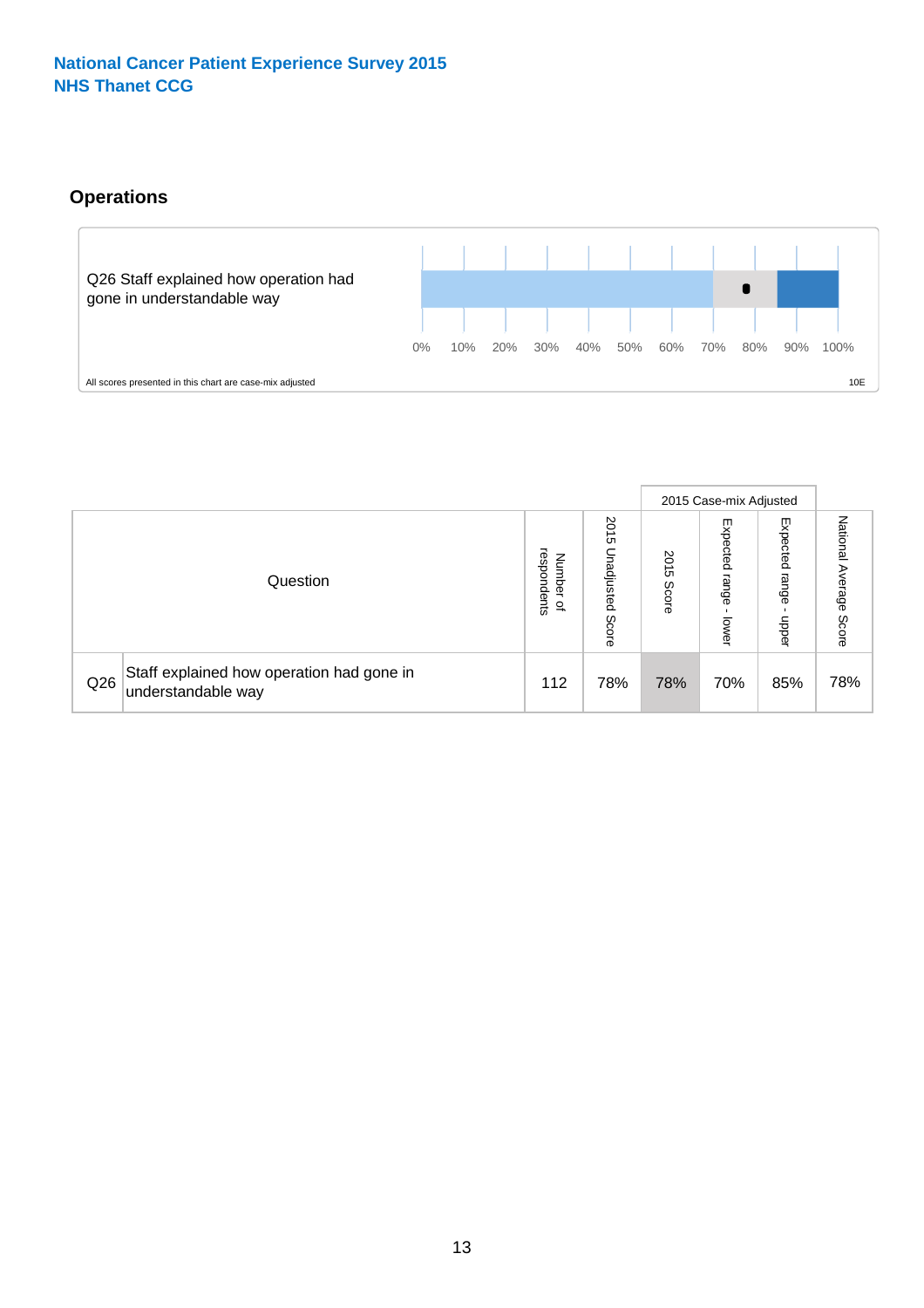National Cancer Patient Experience Survey 2015
NHS Thanet CCG

## Operations

Q26 Staff explained how operation had gone in understandable way

0% 10% 20% 30% 40% 50% 60% 70% 80% 90% 100%

All scores presented in this chart are case-mix adjusted

10E

| Question | | Number of respondents | 2015 Unadjusted Score | 2015 Case-mix Adjusted | | | National Average Score |
|---|---|---|---|---|---|---|---|
| | | | | 2015 Score | Expected range - lower | Expected range - upper | |
| Q26 | Staff explained how operation had gone in understandable way | 112 | 78% | 78% | 70% | 85% | 78% |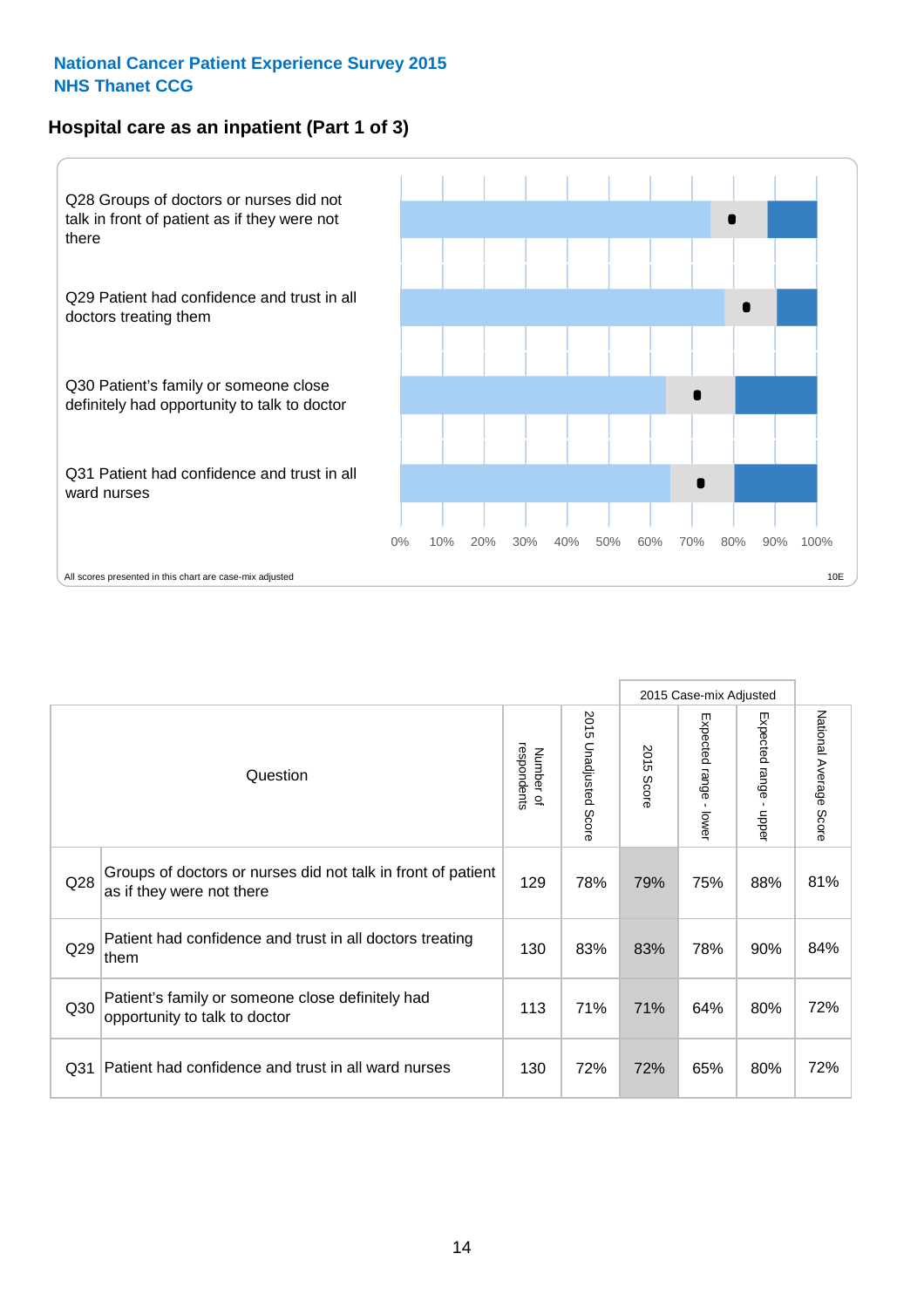National Cancer Patient Experience Survey 2015
NHS Thanet CCG

## Hospital care as an inpatient (Part 1 of 3)

Q28 Groups of doctors or nurses did not talk in front of patient as if they were not there

Q29 Patient had confidence and trust in all doctors treating them

Q30 Patient's family or someone close definitely had opportunity to talk to doctor

Q31 Patient had confidence and trust in all ward nurses

0% 10% 20% 30% 40% 50% 60% 70% 80% 90% 100%

All scores presented in this chart are case-mix adjusted

10E

| | Question | Number of respondents | 2015 Unadjusted Score | 2015 Case-mix Adjusted | | | National Average Score |
|---|---|---|---|---|---|---|---|
| | | | | 2015 Score | Expected range - lower | Expected range - upper | |
| Q28 | Groups of doctors or nurses did not talk in front of patient as if they were not there | 129 | 78% | 79% | 75% | 88% | 81% |
| Q29 | Patient had confidence and trust in all doctors treating them | 130 | 83% | 83% | 78% | 90% | 84% |
| Q30 | Patient's family or someone close definitely had opportunity to talk to doctor | 113 | 71% | 71% | 64% | 80% | 72% |
| Q31 | Patient had confidence and trust in all ward nurses | 130 | 72% | 72% | 65% | 80% | 72% |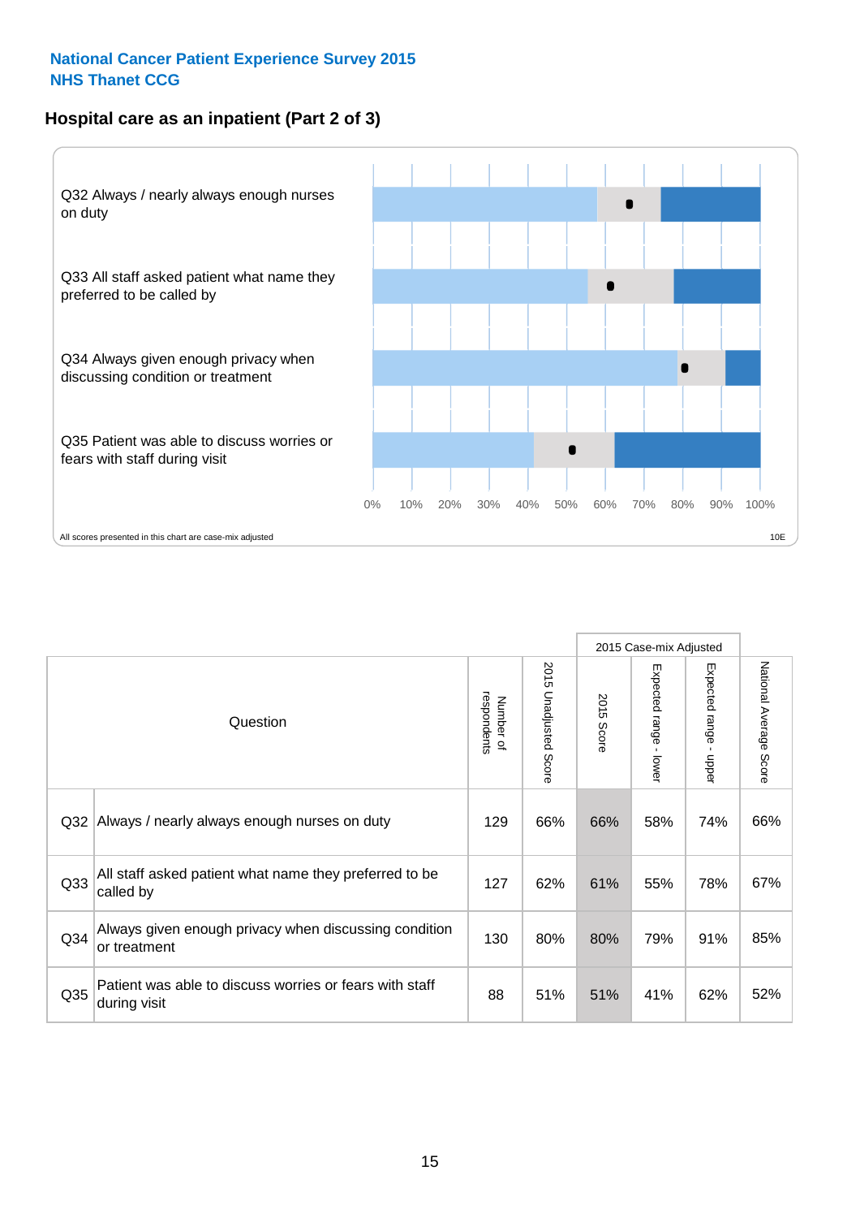**National Cancer Patient Experience Survey 2015**
**NHS Thanet CCG**

## Hospital care as an inpatient (Part 2 of 3)

Q32 Always / nearly always enough nurses on duty

Q33 All staff asked patient what name they preferred to be called by

Q34 Always given enough privacy when discussing condition or treatment

Q35 Patient was able to discuss worries or fears with staff during visit

0% 10% 20% 30% 40% 50% 60% 70% 80% 90% 100%

All scores presented in this chart are case-mix adjusted

10E

| Question | | Number of respondents | 2015 Unadjusted Score | 2015 Case-mix Adjusted | | | National Average Score |
|---|---|---|---|---|---|---|---|
| | | | | 2015 Score | Expected range - lower | Expected range - upper | |
| Q32 | Always / nearly always enough nurses on duty | 129 | 66% | 66% | 58% | 74% | 66% |
| Q33 | All staff asked patient what name they preferred to be called by | 127 | 62% | 61% | 55% | 78% | 67% |
| Q34 | Always given enough privacy when discussing condition or treatment | 130 | 80% | 80% | 79% | 91% | 85% |
| Q35 | Patient was able to discuss worries or fears with staff during visit | 88 | 51% | 51% | 41% | 62% | 52% |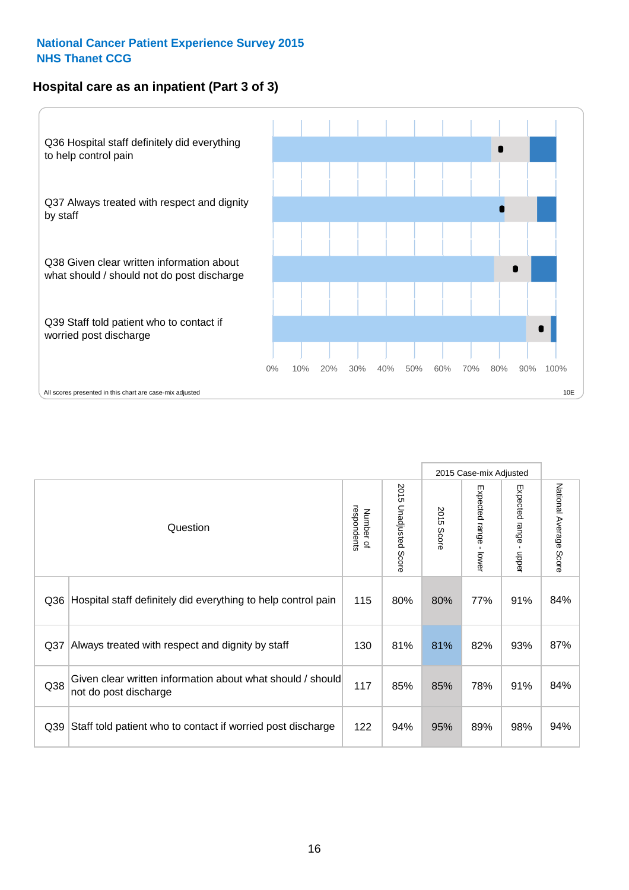National Cancer Patient Experience Survey 2015
NHS Thanet CCG

## Hospital care as an inpatient (Part 3 of 3)

Q36 Hospital staff definitely did everything to help control pain

Q37 Always treated with respect and dignity by staff

Q38 Given clear written information about what should / should not do post discharge

Q39 Staff told patient who to contact if worried post discharge

0% 10% 20% 30% 40% 50% 60% 70% 80% 90% 100%

All scores presented in this chart are case-mix adjusted

10E

| | Question | Number of respondents | 2015 Unadjusted Score | 2015 Case-mix Adjusted | | | National Average Score |
|---|---|---|---|---|---|---|---|
| | | | | 2015 Score | Expected range - lower | Expected range - upper | |
| Q36 | Hospital staff definitely did everything to help control pain | 115 | 80% | 80% | 77% | 91% | 84% |
| Q37 | Always treated with respect and dignity by staff | 130 | 81% | 81% | 82% | 93% | 87% |
| Q38 | Given clear written information about what should / should not do post discharge | 117 | 85% | 85% | 78% | 91% | 84% |
| Q39 | Staff told patient who to contact if worried post discharge | 122 | 94% | 95% | 89% | 98% | 94% |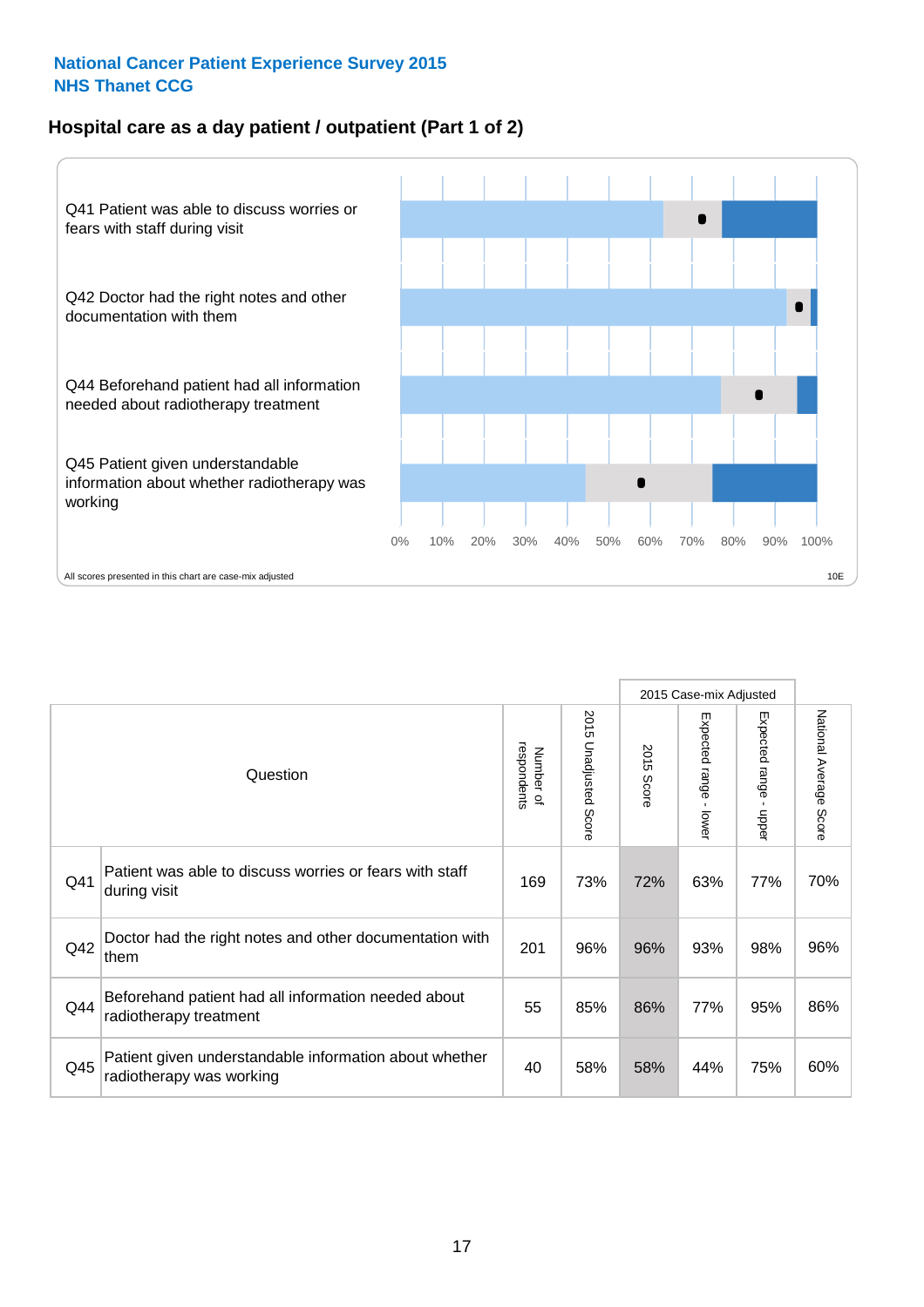**National Cancer Patient Experience Survey 2015**
**NHS Thanet CCG**

## Hospital care as a day patient / outpatient (Part 1 of 2)

Q41 Patient was able to discuss worries or fears with staff during visit

Q42 Doctor had the right notes and other documentation with them

Q44 Beforehand patient had all information needed about radiotherapy treatment

Q45 Patient given understandable information about whether radiotherapy was working

0% 10% 20% 30% 40% 50% 60% 70% 80% 90% 100%

All scores presented in this chart are case-mix adjusted

10E

| | Question | Number of respondents | 2015 Unadjusted Score | 2015 Case-mix Adjusted | | | National Average Score |
|---|---|---|---|---|---|---|---|
| | | | | 2015 Score | Expected range - lower | Expected range - upper | |
| Q41 | Patient was able to discuss worries or fears with staff during visit | 169 | 73% | 72% | 63% | 77% | 70% |
| Q42 | Doctor had the right notes and other documentation with them | 201 | 96% | 96% | 93% | 98% | 96% |
| Q44 | Beforehand patient had all information needed about radiotherapy treatment | 55 | 85% | 86% | 77% | 95% | 86% |
| Q45 | Patient given understandable information about whether radiotherapy was working | 40 | 58% | 58% | 44% | 75% | 60% |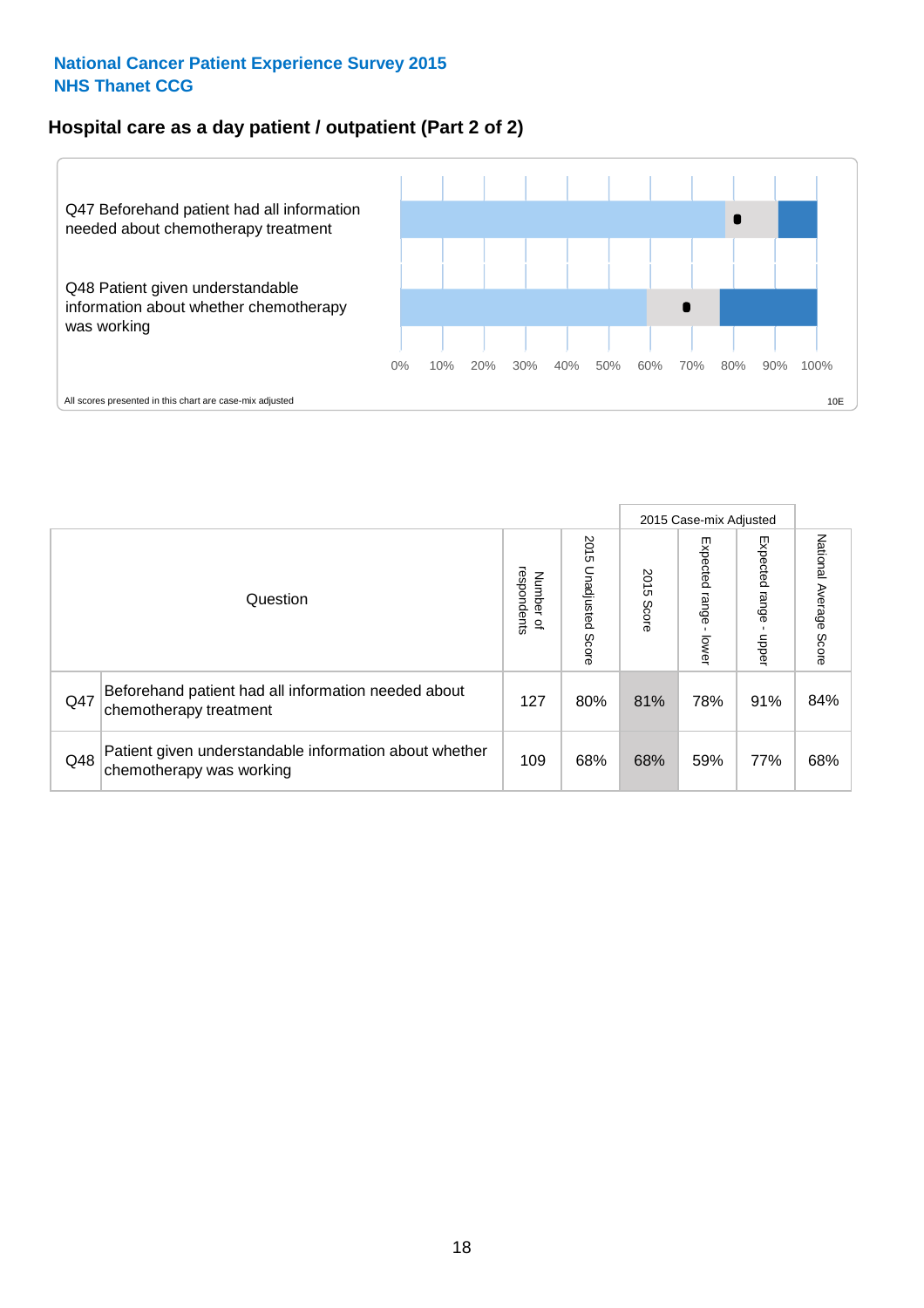National Cancer Patient Experience Survey 2015
NHS Thanet CCG

## Hospital care as a day patient / outpatient (Part 2 of 2)

Q47 Beforehand patient had all information needed about chemotherapy treatment

Q48 Patient given understandable information about whether chemotherapy was working

0% 10% 20% 30% 40% 50% 60% 70% 80% 90% 100%

All scores presented in this chart are case-mix adjusted

10E

| Question | | Number of respondents | 2015 Unadjusted Score | 2015 Case-mix Adjusted 2015 Score | 2015 Case-mix Adjusted Expected range - lower | 2015 Case-mix Adjusted Expected range - upper | National Average Score |
|---|---|---|---|---|---|---|---|
| Q47 | Beforehand patient had all information needed about chemotherapy treatment | 127 | 80% | 81% | 78% | 91% | 84% |
| Q48 | Patient given understandable information about whether chemotherapy was working | 109 | 68% | 68% | 59% | 77% | 68% |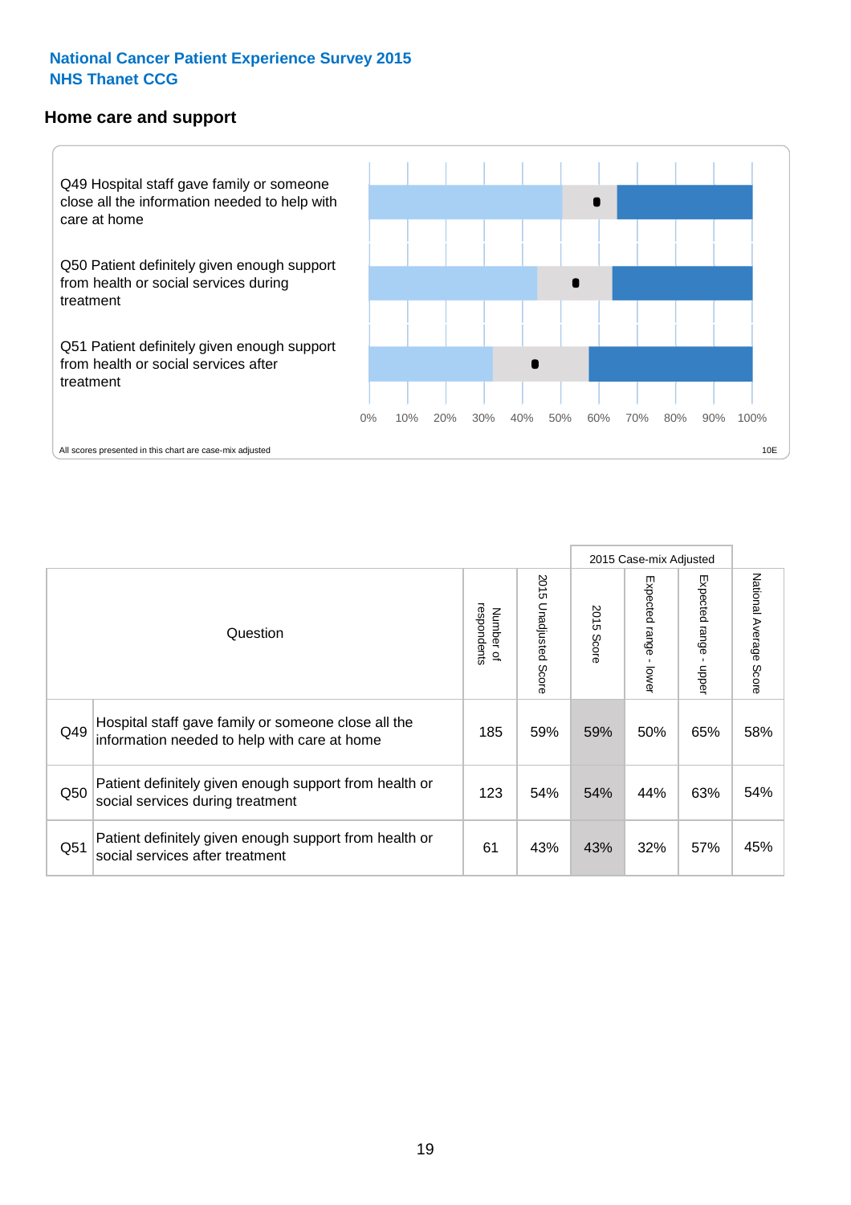National Cancer Patient Experience Survey 2015
NHS Thanet CCG

## Home care and support

Q49 Hospital staff gave family or someone close all the information needed to help with care at home

Q50 Patient definitely given enough support from health or social services during treatment

Q51 Patient definitely given enough support from health or social services after treatment

0% 10% 20% 30% 40% 50% 60% 70% 80% 90% 100%

All scores presented in this chart are case-mix adjusted

10E

| | Question | Number of respondents | 2015 Unadjusted Score | 2015 Case-mix Adjusted | | | National Average Score |
|---|---|---|---|---|---|---|---|
| | | | | 2015 Score | Expected range - lower | Expected range - upper | |
| Q49 | Hospital staff gave family or someone close all the information needed to help with care at home | 185 | 59% | 59% | 50% | 65% | 58% |
| Q50 | Patient definitely given enough support from health or social services during treatment | 123 | 54% | 54% | 44% | 63% | 54% |
| Q51 | Patient definitely given enough support from health or social services after treatment | 61 | 43% | 43% | 32% | 57% | 45% |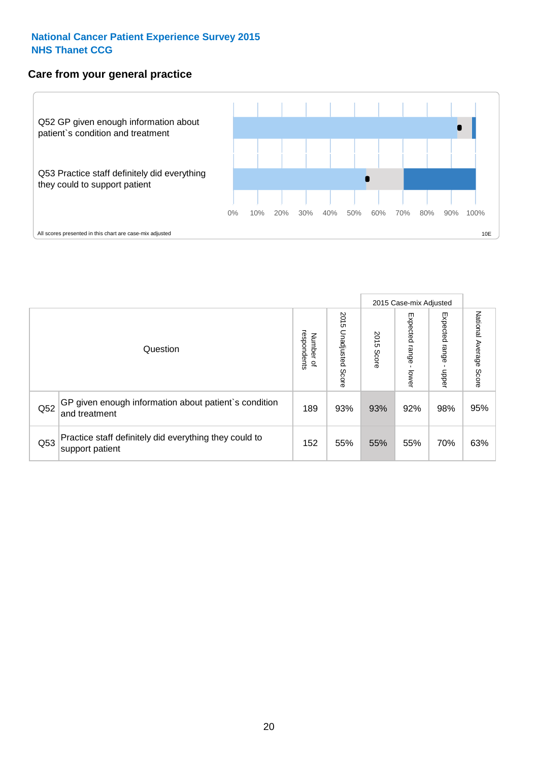National Cancer Patient Experience Survey 2015
NHS Thanet CCG

## Care from your general practice

Q52 GP given enough information about patient`s condition and treatment

Q53 Practice staff definitely did everything they could to support patient

0% 10% 20% 30% 40% 50% 60% 70% 80% 90% 100%

All scores presented in this chart are case-mix adjusted

10E

| Question | | Number of respondents | 2015 Unadjusted Score | 2015 Case-mix Adjusted: 2015 Score | 2015 Case-mix Adjusted: Expected range - lower | 2015 Case-mix Adjusted: Expected range - upper | National Average Score |
|---|---|---|---|---|---|---|---|
| Q52 | GP given enough information about patient`s condition and treatment | 189 | 93% | 93% | 92% | 98% | 95% |
| Q53 | Practice staff definitely did everything they could to support patient | 152 | 55% | 55% | 55% | 70% | 63% |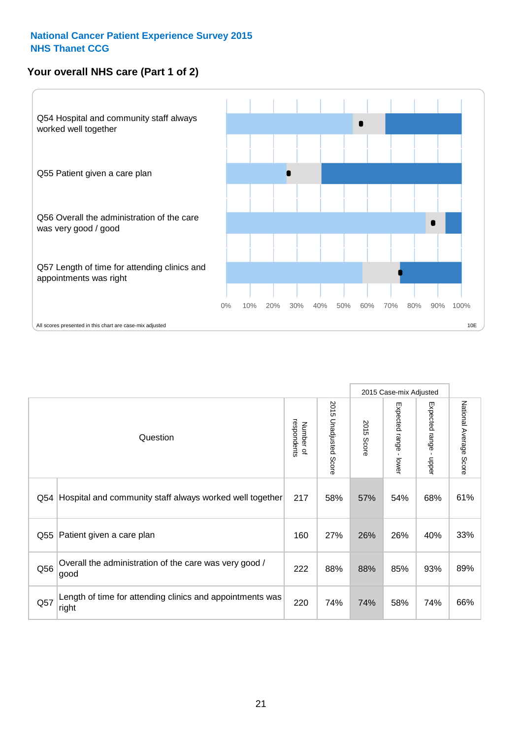**National Cancer Patient Experience Survey 2015**
**NHS Thanet CCG**

## Your overall NHS care (Part 1 of 2)

Q54 Hospital and community staff always worked well together

Q55 Patient given a care plan

Q56 Overall the administration of the care was very good / good

Q57 Length of time for attending clinics and appointments was right

0% 10% 20% 30% 40% 50% 60% 70% 80% 90% 100%

All scores presented in this chart are case-mix adjusted

10E

| Question | | Number of respondents | 2015 Unadjusted Score | 2015 Case-mix Adjusted: 2015 Score | 2015 Case-mix Adjusted: Expected range - lower | 2015 Case-mix Adjusted: Expected range - upper | National Average Score |
|---|---|---|---|---|---|---|---|
| Q54 | Hospital and community staff always worked well together | 217 | 58% | 57% | 54% | 68% | 61% |
| Q55 | Patient given a care plan | 160 | 27% | 26% | 26% | 40% | 33% |
| Q56 | Overall the administration of the care was very good / good | 222 | 88% | 88% | 85% | 93% | 89% |
| Q57 | Length of time for attending clinics and appointments was right | 220 | 74% | 74% | 58% | 74% | 66% |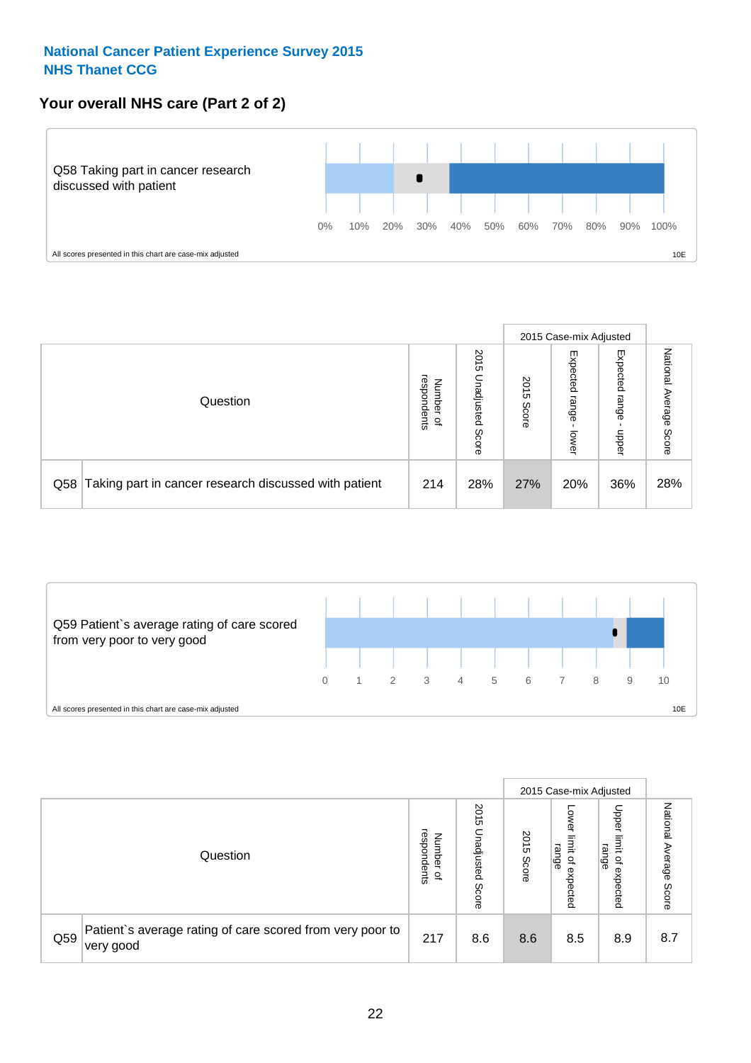**National Cancer Patient Experience Survey 2015**
**NHS Thanet CCG**

## Your overall NHS care (Part 2 of 2)

Q58 Taking part in cancer research discussed with patient

0% 10% 20% 30% 40% 50% 60% 70% 80% 90% 100%

All scores presented in this chart are case-mix adjusted

10E

| Question | | Number of respondents | 2015 Unadjusted Score | 2015 Case-mix Adjusted: 2015 Score | 2015 Case-mix Adjusted: Expected range - lower | 2015 Case-mix Adjusted: Expected range - upper | National Average Score |
|---|---|---|---|---|---|---|---|
| Q58 | Taking part in cancer research discussed with patient | 214 | 28% | 27% | 20% | 36% | 28% |

Q59 Patient`s average rating of care scored from very poor to very good

0 1 2 3 4 5 6 7 8 9 10

All scores presented in this chart are case-mix adjusted

10E

| Question | | Number of respondents | 2015 Unadjusted Score | 2015 Case-mix Adjusted: 2015 Score | 2015 Case-mix Adjusted: Lower limit of expected range | 2015 Case-mix Adjusted: Upper limit of expected range | National Average Score |
|---|---|---|---|---|---|---|---|
| Q59 | Patient`s average rating of care scored from very poor to very good | 217 | 8.6 | 8.6 | 8.5 | 8.9 | 8.7 |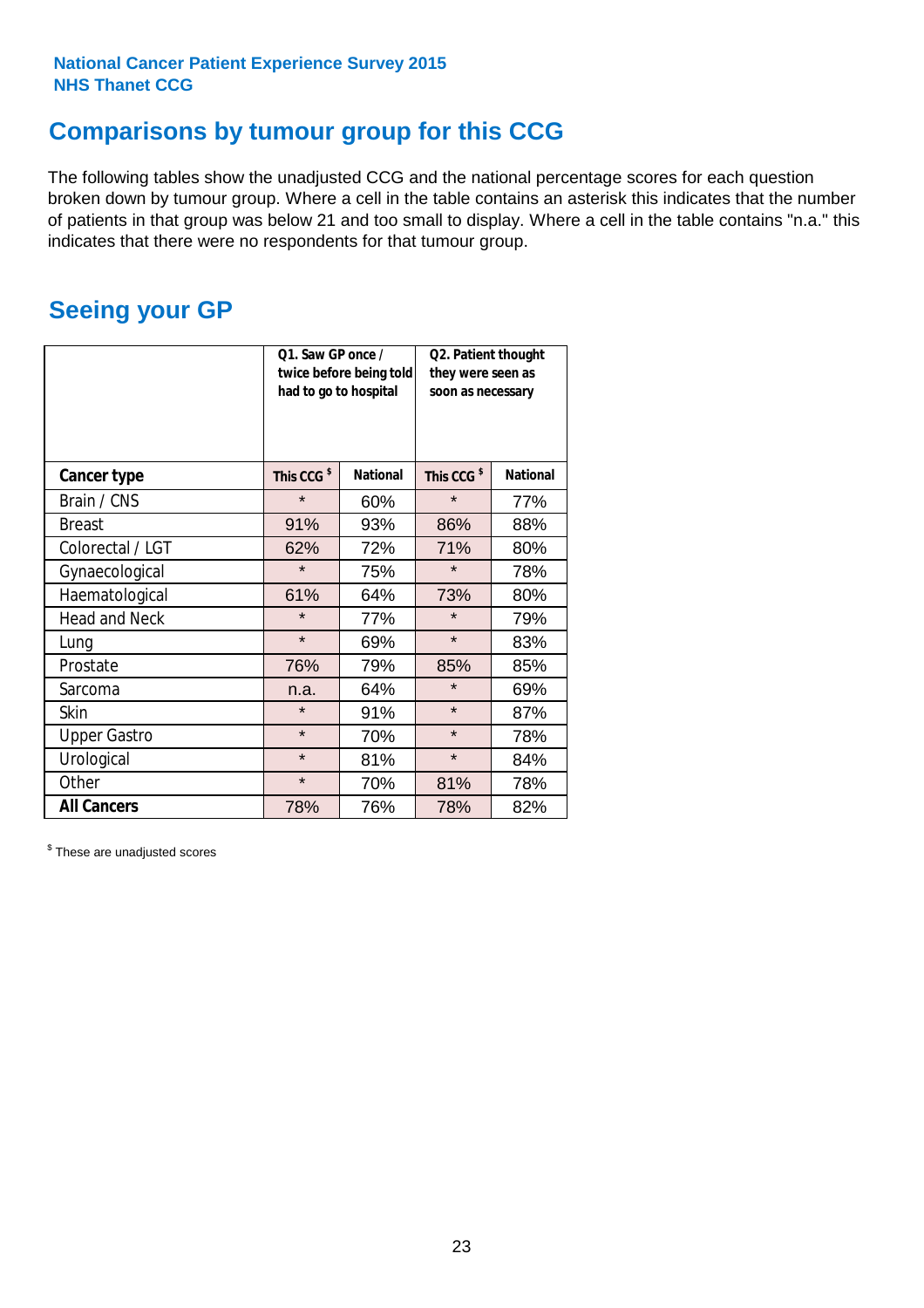**National Cancer Patient Experience Survey 2015**
**NHS Thanet CCG**

## Comparisons by tumour group for this CCG

The following tables show the unadjusted CCG and the national percentage scores for each question broken down by tumour group. Where a cell in the table contains an asterisk this indicates that the number of patients in that group was below 21 and too small to display. Where a cell in the table contains "n.a." this indicates that there were no respondents for that tumour group.

## Seeing your GP

| | Q1. Saw GP once / twice before being told had to go to hospital | | Q2. Patient thought they were seen as soon as necessary | |
|---|---|---|---|---|
| **Cancer type** | **This CCG $** | **National** | **This CCG $** | **National** |
| Brain / CNS | * | 60% | * | 77% |
| Breast | 91% | 93% | 86% | 88% |
| Colorectal / LGT | 62% | 72% | 71% | 80% |
| Gynaecological | * | 75% | * | 78% |
| Haematological | 61% | 64% | 73% | 80% |
| Head and Neck | * | 77% | * | 79% |
| Lung | * | 69% | * | 83% |
| Prostate | 76% | 79% | 85% | 85% |
| Sarcoma | n.a. | 64% | * | 69% |
| Skin | * | 91% | * | 87% |
| Upper Gastro | * | 70% | * | 78% |
| Urological | * | 81% | * | 84% |
| Other | * | 70% | 81% | 78% |
| **All Cancers** | 78% | 76% | 78% | 82% |

$ These are unadjusted scores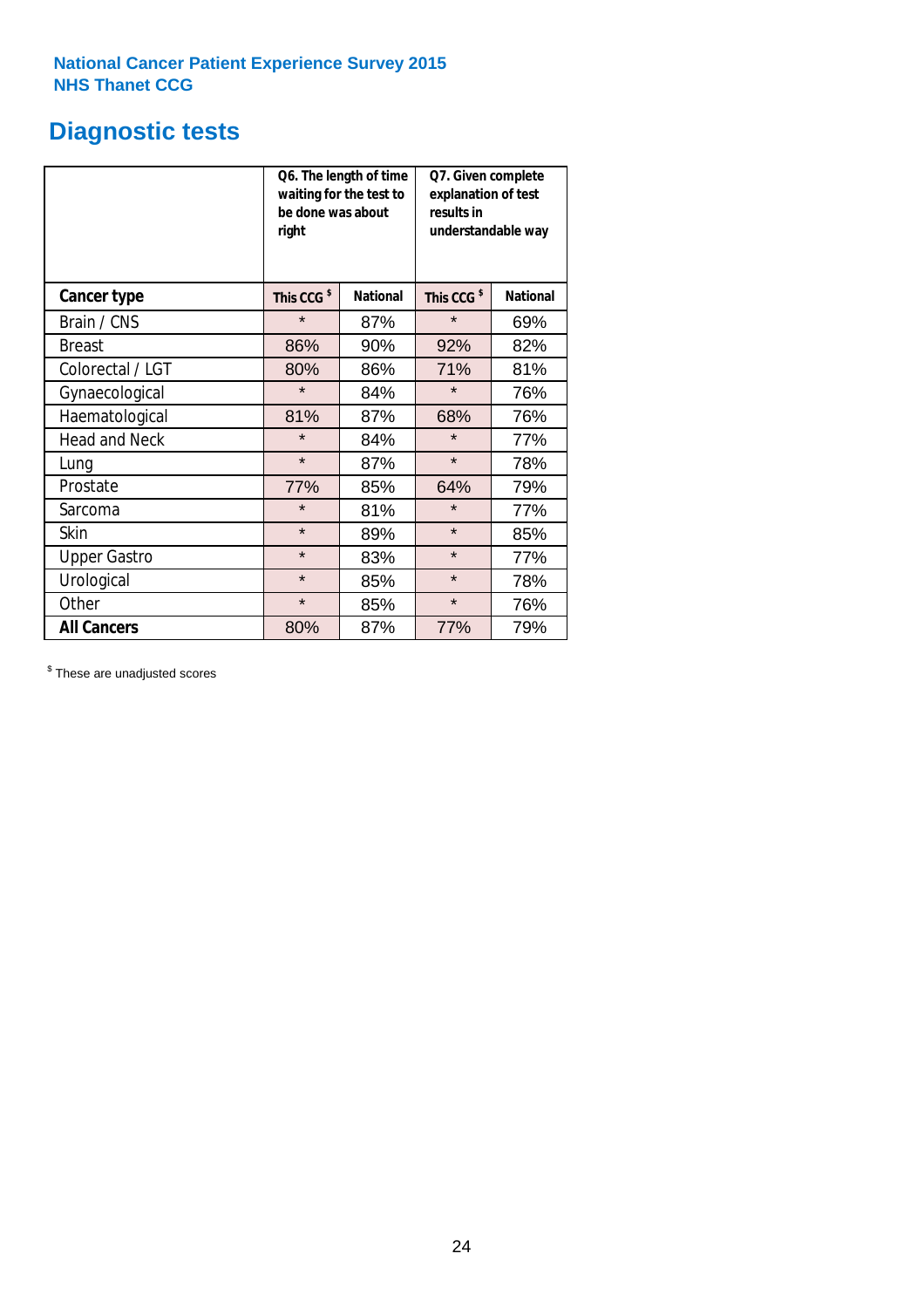**National Cancer Patient Experience Survey 2015**
**NHS Thanet CCG**

# Diagnostic tests

| | Q6. The length of time waiting for the test to be done was about right | | Q7. Given complete explanation of test results in understandable way | |
|---|---|---|---|---|
| **Cancer type** | **This CCG $** | **National** | **This CCG $** | **National** |
| Brain / CNS | * | 87% | * | 69% |
| Breast | 86% | 90% | 92% | 82% |
| Colorectal / LGT | 80% | 86% | 71% | 81% |
| Gynaecological | * | 84% | * | 76% |
| Haematological | 81% | 87% | 68% | 76% |
| Head and Neck | * | 84% | * | 77% |
| Lung | * | 87% | * | 78% |
| Prostate | 77% | 85% | 64% | 79% |
| Sarcoma | * | 81% | * | 77% |
| Skin | * | 89% | * | 85% |
| Upper Gastro | * | 83% | * | 77% |
| Urological | * | 85% | * | 78% |
| Other | * | 85% | * | 76% |
| **All Cancers** | 80% | 87% | 77% | 79% |

$ These are unadjusted scores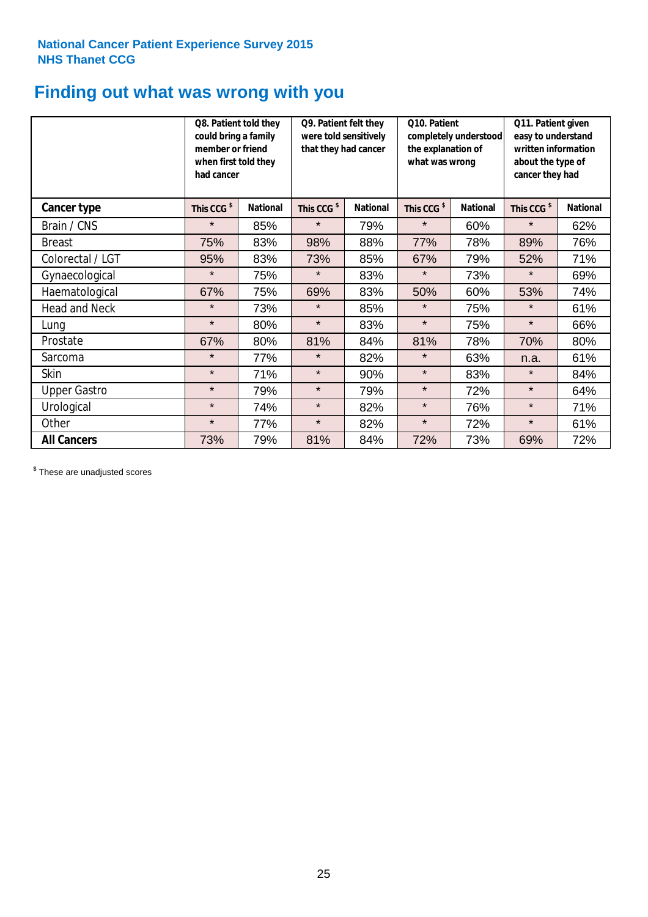National Cancer Patient Experience Survey 2015
NHS Thanet CCG

# Finding out what was wrong with you

| | Q8. Patient told they could bring a family member or friend when first told they had cancer | | Q9. Patient felt they were told sensitively that they had cancer | | Q10. Patient completely understood the explanation of what was wrong | | Q11. Patient given easy to understand written information about the type of cancer they had | |
|---|---|---|---|---|---|---|---|---|
| **Cancer type** | This CCG $ | National | This CCG $ | National | This CCG $ | National | This CCG $ | National |
| Brain / CNS | * | 85% | * | 79% | * | 60% | * | 62% |
| Breast | 75% | 83% | 98% | 88% | 77% | 78% | 89% | 76% |
| Colorectal / LGT | 95% | 83% | 73% | 85% | 67% | 79% | 52% | 71% |
| Gynaecological | * | 75% | * | 83% | * | 73% | * | 69% |
| Haematological | 67% | 75% | 69% | 83% | 50% | 60% | 53% | 74% |
| Head and Neck | * | 73% | * | 85% | * | 75% | * | 61% |
| Lung | * | 80% | * | 83% | * | 75% | * | 66% |
| Prostate | 67% | 80% | 81% | 84% | 81% | 78% | 70% | 80% |
| Sarcoma | * | 77% | * | 82% | * | 63% | n.a. | 61% |
| Skin | * | 71% | * | 90% | * | 83% | * | 84% |
| Upper Gastro | * | 79% | * | 79% | * | 72% | * | 64% |
| Urological | * | 74% | * | 82% | * | 76% | * | 71% |
| Other | * | 77% | * | 82% | * | 72% | * | 61% |
| **All Cancers** | 73% | 79% | 81% | 84% | 72% | 73% | 69% | 72% |

$ These are unadjusted scores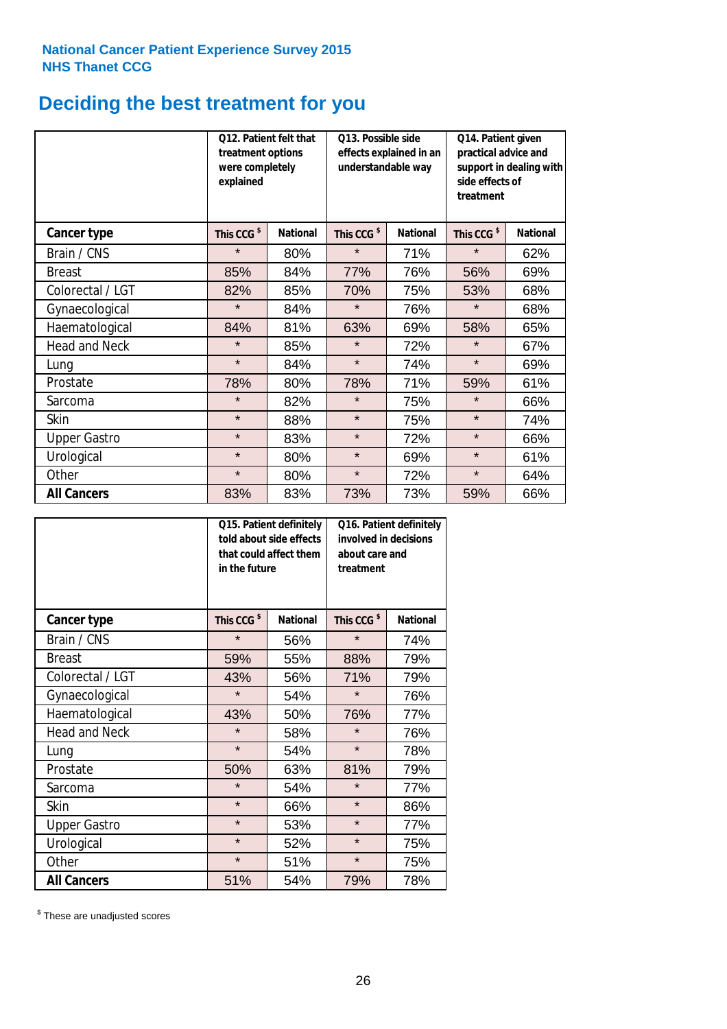National Cancer Patient Experience Survey 2015
NHS Thanet CCG

# Deciding the best treatment for you

| | Q12. Patient felt that treatment options were completely explained | | Q13. Possible side effects explained in an understandable way | | Q14. Patient given practical advice and support in dealing with side effects of treatment | |
|---|---|---|---|---|---|---|
| **Cancer type** | This CCG $ | National | This CCG $ | National | This CCG $ | National |
| Brain / CNS | * | 80% | * | 71% | * | 62% |
| Breast | 85% | 84% | 77% | 76% | 56% | 69% |
| Colorectal / LGT | 82% | 85% | 70% | 75% | 53% | 68% |
| Gynaecological | * | 84% | * | 76% | * | 68% |
| Haematological | 84% | 81% | 63% | 69% | 58% | 65% |
| Head and Neck | * | 85% | * | 72% | * | 67% |
| Lung | * | 84% | * | 74% | * | 69% |
| Prostate | 78% | 80% | 78% | 71% | 59% | 61% |
| Sarcoma | * | 82% | * | 75% | * | 66% |
| Skin | * | 88% | * | 75% | * | 74% |
| Upper Gastro | * | 83% | * | 72% | * | 66% |
| Urological | * | 80% | * | 69% | * | 61% |
| Other | * | 80% | * | 72% | * | 64% |
| **All Cancers** | 83% | 83% | 73% | 73% | 59% | 66% |

| | Q15. Patient definitely told about side effects that could affect them in the future | | Q16. Patient definitely involved in decisions about care and treatment | |
|---|---|---|---|---|
| **Cancer type** | This CCG $ | National | This CCG $ | National |
| Brain / CNS | * | 56% | * | 74% |
| Breast | 59% | 55% | 88% | 79% |
| Colorectal / LGT | 43% | 56% | 71% | 79% |
| Gynaecological | * | 54% | * | 76% |
| Haematological | 43% | 50% | 76% | 77% |
| Head and Neck | * | 58% | * | 76% |
| Lung | * | 54% | * | 78% |
| Prostate | 50% | 63% | 81% | 79% |
| Sarcoma | * | 54% | * | 77% |
| Skin | * | 66% | * | 86% |
| Upper Gastro | * | 53% | * | 77% |
| Urological | * | 52% | * | 75% |
| Other | * | 51% | * | 75% |
| **All Cancers** | 51% | 54% | 79% | 78% |

$ These are unadjusted scores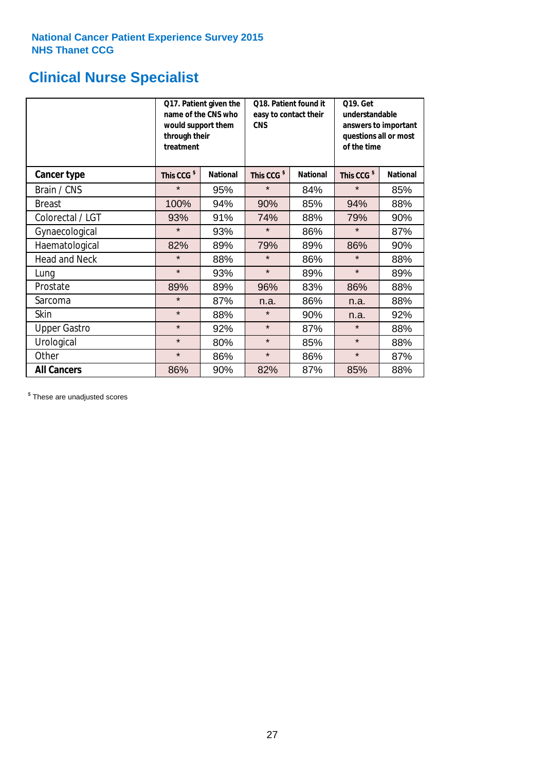National Cancer Patient Experience Survey 2015
NHS Thanet CCG

# Clinical Nurse Specialist

| | Q17. Patient given the name of the CNS who would support them through their treatment | | Q18. Patient found it easy to contact their CNS | | Q19. Get understandable answers to important questions all or most of the time | |
|---|---|---|---|---|---|---|
| **Cancer type** | **This CCG $** | **National** | **This CCG $** | **National** | **This CCG $** | **National** |
| Brain / CNS | * | 95% | * | 84% | * | 85% |
| Breast | 100% | 94% | 90% | 85% | 94% | 88% |
| Colorectal / LGT | 93% | 91% | 74% | 88% | 79% | 90% |
| Gynaecological | * | 93% | * | 86% | * | 87% |
| Haematological | 82% | 89% | 79% | 89% | 86% | 90% |
| Head and Neck | * | 88% | * | 86% | * | 88% |
| Lung | * | 93% | * | 89% | * | 89% |
| Prostate | 89% | 89% | 96% | 83% | 86% | 88% |
| Sarcoma | * | 87% | n.a. | 86% | n.a. | 88% |
| Skin | * | 88% | * | 90% | n.a. | 92% |
| Upper Gastro | * | 92% | * | 87% | * | 88% |
| Urological | * | 80% | * | 85% | * | 88% |
| Other | * | 86% | * | 86% | * | 87% |
| **All Cancers** | 86% | 90% | 82% | 87% | 85% | 88% |

$ These are unadjusted scores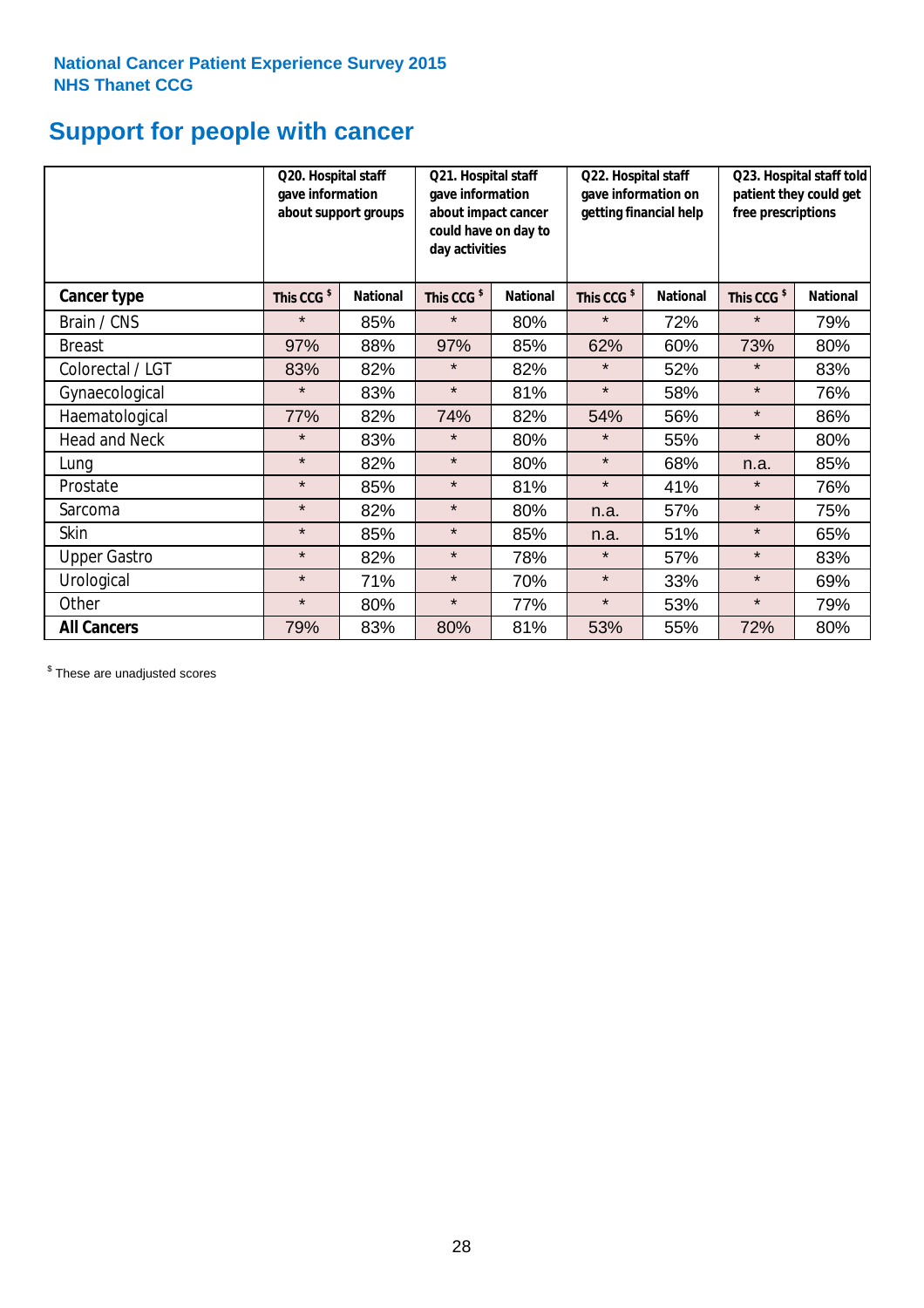National Cancer Patient Experience Survey 2015
NHS Thanet CCG

# Support for people with cancer

| | Q20. Hospital staff gave information about support groups | | Q21. Hospital staff gave information about impact cancer could have on day to day activities | | Q22. Hospital staff gave information on getting financial help | | Q23. Hospital staff told patient they could get free prescriptions | |
|---|---|---|---|---|---|---|---|---|
| **Cancer type** | This CCG $ | National | This CCG $ | National | This CCG $ | National | This CCG $ | National |
| Brain / CNS | * | 85% | * | 80% | * | 72% | * | 79% |
| Breast | 97% | 88% | 97% | 85% | 62% | 60% | 73% | 80% |
| Colorectal / LGT | 83% | 82% | * | 82% | * | 52% | * | 83% |
| Gynaecological | * | 83% | * | 81% | * | 58% | * | 76% |
| Haematological | 77% | 82% | 74% | 82% | 54% | 56% | * | 86% |
| Head and Neck | * | 83% | * | 80% | * | 55% | * | 80% |
| Lung | * | 82% | * | 80% | * | 68% | n.a. | 85% |
| Prostate | * | 85% | * | 81% | * | 41% | * | 76% |
| Sarcoma | * | 82% | * | 80% | n.a. | 57% | * | 75% |
| Skin | * | 85% | * | 85% | n.a. | 51% | * | 65% |
| Upper Gastro | * | 82% | * | 78% | * | 57% | * | 83% |
| Urological | * | 71% | * | 70% | * | 33% | * | 69% |
| Other | * | 80% | * | 77% | * | 53% | * | 79% |
| **All Cancers** | 79% | 83% | 80% | 81% | 53% | 55% | 72% | 80% |

$ These are unadjusted scores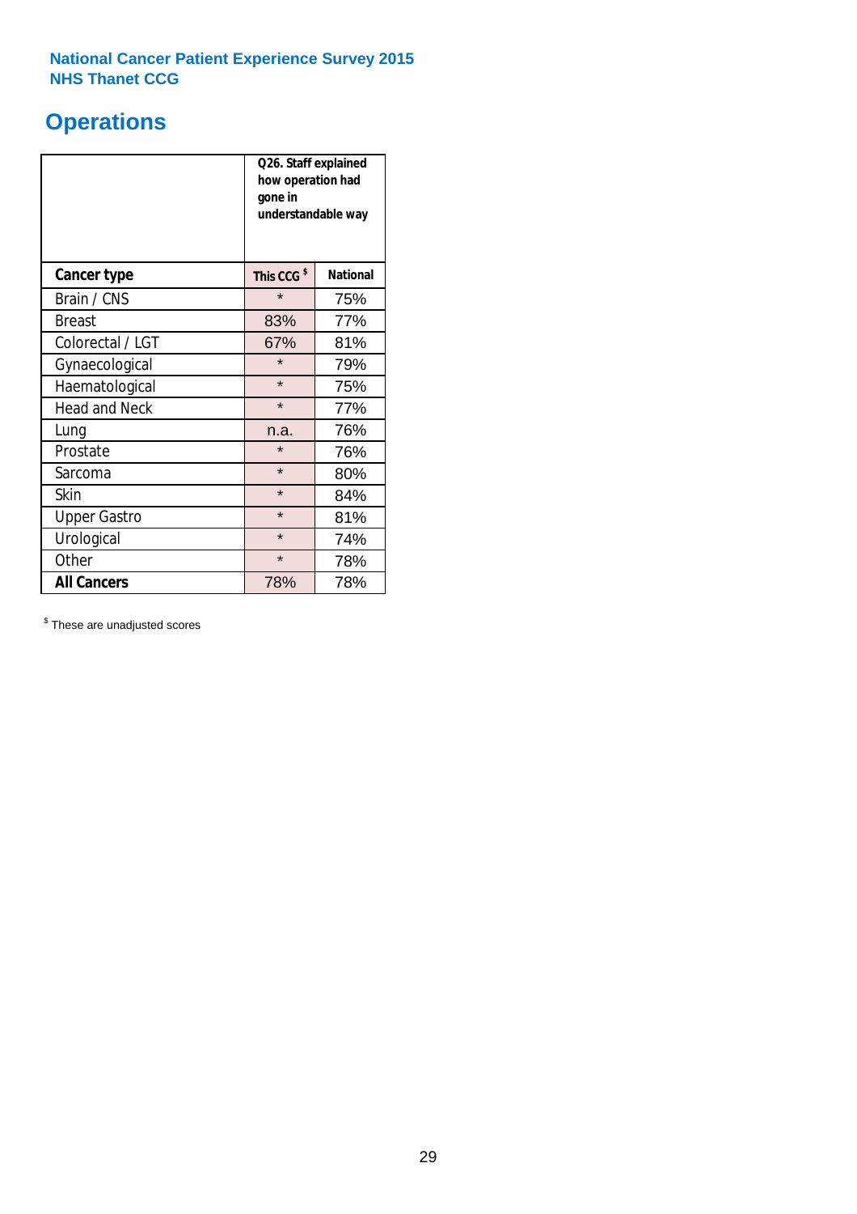**National Cancer Patient Experience Survey 2015**
**NHS Thanet CCG**

# Operations

| | Q26. Staff explained how operation had gone in understandable way | |
|---|---|---|
| **Cancer type** | **This CCG $** | **National** |
| Brain / CNS | * | 75% |
| Breast | 83% | 77% |
| Colorectal / LGT | 67% | 81% |
| Gynaecological | * | 79% |
| Haematological | * | 75% |
| Head and Neck | * | 77% |
| Lung | n.a. | 76% |
| Prostate | * | 76% |
| Sarcoma | * | 80% |
| Skin | * | 84% |
| Upper Gastro | * | 81% |
| Urological | * | 74% |
| Other | * | 78% |
| **All Cancers** | 78% | 78% |

$ These are unadjusted scores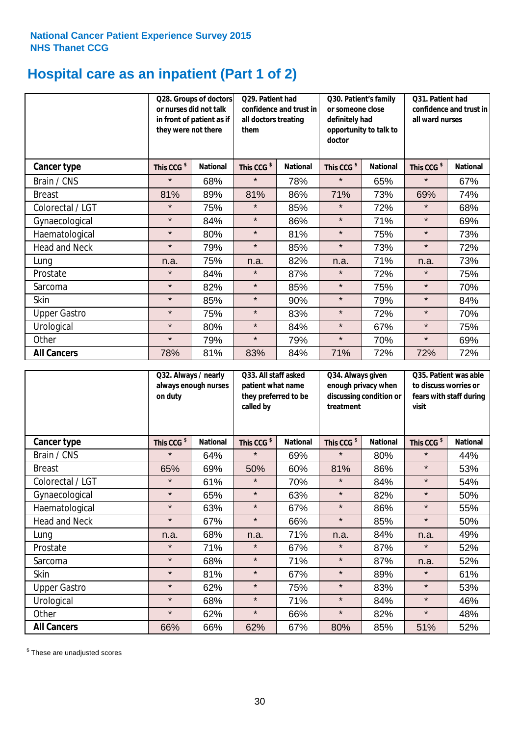National Cancer Patient Experience Survey 2015
NHS Thanet CCG

# Hospital care as an inpatient (Part 1 of 2)

| | Q28. Groups of doctors or nurses did not talk in front of patient as if they were not there | | Q29. Patient had confidence and trust in all doctors treating them | | Q30. Patient's family or someone close definitely had opportunity to talk to doctor | | Q31. Patient had confidence and trust in all ward nurses | |
|---|---|---|---|---|---|---|---|---|
| **Cancer type** | This CCG $ | National | This CCG $ | National | This CCG $ | National | This CCG $ | National |
| Brain / CNS | * | 68% | * | 78% | * | 65% | * | 67% |
| Breast | 81% | 89% | 81% | 86% | 71% | 73% | 69% | 74% |
| Colorectal / LGT | * | 75% | * | 85% | * | 72% | * | 68% |
| Gynaecological | * | 84% | * | 86% | * | 71% | * | 69% |
| Haematological | * | 80% | * | 81% | * | 75% | * | 73% |
| Head and Neck | * | 79% | * | 85% | * | 73% | * | 72% |
| Lung | n.a. | 75% | n.a. | 82% | n.a. | 71% | n.a. | 73% |
| Prostate | * | 84% | * | 87% | * | 72% | * | 75% |
| Sarcoma | * | 82% | * | 85% | * | 75% | * | 70% |
| Skin | * | 85% | * | 90% | * | 79% | * | 84% |
| Upper Gastro | * | 75% | * | 83% | * | 72% | * | 70% |
| Urological | * | 80% | * | 84% | * | 67% | * | 75% |
| Other | * | 79% | * | 79% | * | 70% | * | 69% |
| **All Cancers** | 78% | 81% | 83% | 84% | 71% | 72% | 72% | 72% |

| | Q32. Always / nearly always enough nurses on duty | | Q33. All staff asked patient what name they preferred to be called by | | Q34. Always given enough privacy when discussing condition or treatment | | Q35. Patient was able to discuss worries or fears with staff during visit | |
|---|---|---|---|---|---|---|---|---|
| **Cancer type** | This CCG $ | National | This CCG $ | National | This CCG $ | National | This CCG $ | National |
| Brain / CNS | * | 64% | * | 69% | * | 80% | * | 44% |
| Breast | 65% | 69% | 50% | 60% | 81% | 86% | * | 53% |
| Colorectal / LGT | * | 61% | * | 70% | * | 84% | * | 54% |
| Gynaecological | * | 65% | * | 63% | * | 82% | * | 50% |
| Haematological | * | 63% | * | 67% | * | 86% | * | 55% |
| Head and Neck | * | 67% | * | 66% | * | 85% | * | 50% |
| Lung | n.a. | 68% | n.a. | 71% | n.a. | 84% | n.a. | 49% |
| Prostate | * | 71% | * | 67% | * | 87% | * | 52% |
| Sarcoma | * | 68% | * | 71% | * | 87% | n.a. | 52% |
| Skin | * | 81% | * | 67% | * | 89% | * | 61% |
| Upper Gastro | * | 62% | * | 75% | * | 83% | * | 53% |
| Urological | * | 68% | * | 71% | * | 84% | * | 46% |
| Other | * | 62% | * | 66% | * | 82% | * | 48% |
| **All Cancers** | 66% | 66% | 62% | 67% | 80% | 85% | 51% | 52% |

$ These are unadjusted scores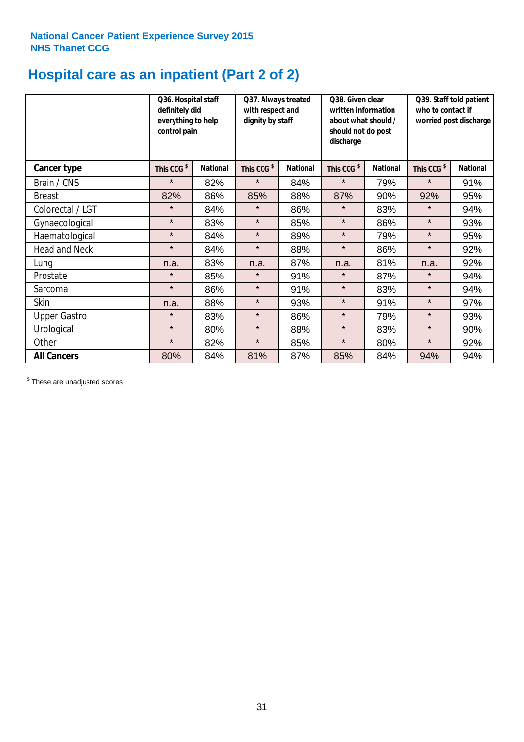National Cancer Patient Experience Survey 2015
NHS Thanet CCG

# Hospital care as an inpatient (Part 2 of 2)

| | Q36. Hospital staff definitely did everything to help control pain | | Q37. Always treated with respect and dignity by staff | | Q38. Given clear written information about what should / should not do post discharge | | Q39. Staff told patient who to contact if worried post discharge | |
|---|---|---|---|---|---|---|---|---|
| **Cancer type** | This CCG $ | National | This CCG $ | National | This CCG $ | National | This CCG $ | National |
| Brain / CNS | * | 82% | * | 84% | * | 79% | * | 91% |
| Breast | 82% | 86% | 85% | 88% | 87% | 90% | 92% | 95% |
| Colorectal / LGT | * | 84% | * | 86% | * | 83% | * | 94% |
| Gynaecological | * | 83% | * | 85% | * | 86% | * | 93% |
| Haematological | * | 84% | * | 89% | * | 79% | * | 95% |
| Head and Neck | * | 84% | * | 88% | * | 86% | * | 92% |
| Lung | n.a. | 83% | n.a. | 87% | n.a. | 81% | n.a. | 92% |
| Prostate | * | 85% | * | 91% | * | 87% | * | 94% |
| Sarcoma | * | 86% | * | 91% | * | 83% | * | 94% |
| Skin | n.a. | 88% | * | 93% | * | 91% | * | 97% |
| Upper Gastro | * | 83% | * | 86% | * | 79% | * | 93% |
| Urological | * | 80% | * | 88% | * | 83% | * | 90% |
| Other | * | 82% | * | 85% | * | 80% | * | 92% |
| **All Cancers** | 80% | 84% | 81% | 87% | 85% | 84% | 94% | 94% |

$ These are unadjusted scores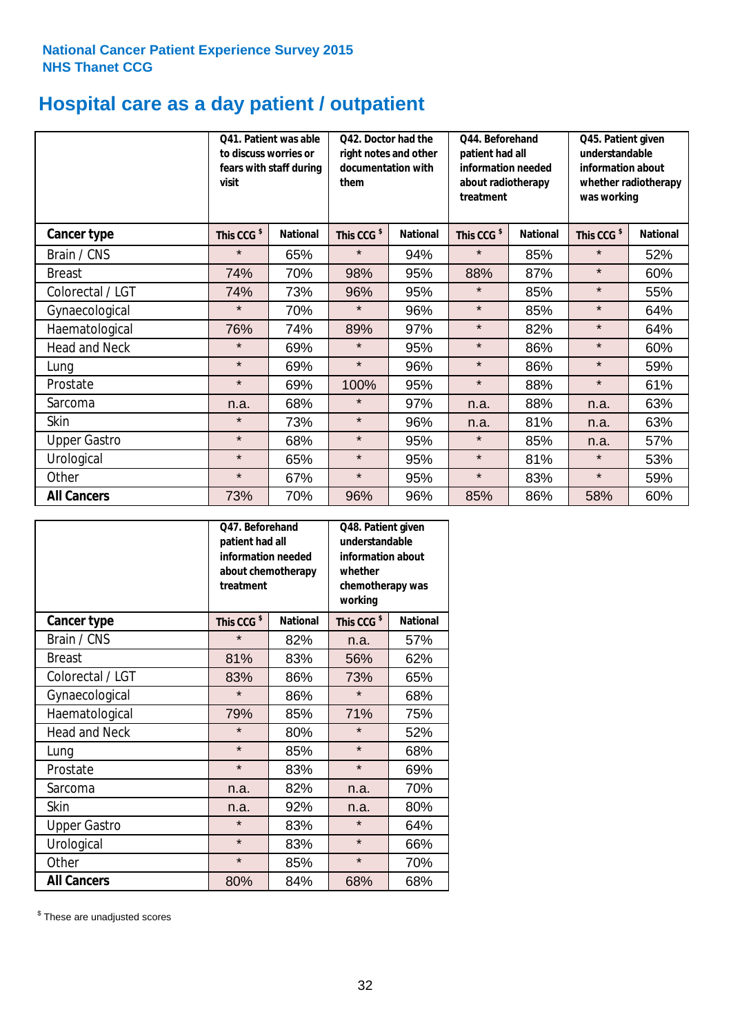**National Cancer Patient Experience Survey 2015**
**NHS Thanet CCG**

# Hospital care as a day patient / outpatient

| | Q41. Patient was able to discuss worries or fears with staff during visit | | Q42. Doctor had the right notes and other documentation with them | | Q44. Beforehand patient had all information needed about radiotherapy treatment | | Q45. Patient given understandable information about whether radiotherapy was working | |
|---|---|---|---|---|---|---|---|---|
| **Cancer type** | **This CCG $** | **National** | **This CCG $** | **National** | **This CCG $** | **National** | **This CCG $** | **National** |
| Brain / CNS | * | 65% | * | 94% | * | 85% | * | 52% |
| Breast | 74% | 70% | 98% | 95% | 88% | 87% | * | 60% |
| Colorectal / LGT | 74% | 73% | 96% | 95% | * | 85% | * | 55% |
| Gynaecological | * | 70% | * | 96% | * | 85% | * | 64% |
| Haematological | 76% | 74% | 89% | 97% | * | 82% | * | 64% |
| Head and Neck | * | 69% | * | 95% | * | 86% | * | 60% |
| Lung | * | 69% | * | 96% | * | 86% | * | 59% |
| Prostate | * | 69% | 100% | 95% | * | 88% | * | 61% |
| Sarcoma | n.a. | 68% | * | 97% | n.a. | 88% | n.a. | 63% |
| Skin | * | 73% | * | 96% | n.a. | 81% | n.a. | 63% |
| Upper Gastro | * | 68% | * | 95% | * | 85% | n.a. | 57% |
| Urological | * | 65% | * | 95% | * | 81% | * | 53% |
| Other | * | 67% | * | 95% | * | 83% | * | 59% |
| **All Cancers** | 73% | 70% | 96% | 96% | 85% | 86% | 58% | 60% |

| | Q47. Beforehand patient had all information needed about chemotherapy treatment | | Q48. Patient given understandable information about whether chemotherapy was working | |
|---|---|---|---|---|
| **Cancer type** | **This CCG $** | **National** | **This CCG $** | **National** |
| Brain / CNS | * | 82% | n.a. | 57% |
| Breast | 81% | 83% | 56% | 62% |
| Colorectal / LGT | 83% | 86% | 73% | 65% |
| Gynaecological | * | 86% | * | 68% |
| Haematological | 79% | 85% | 71% | 75% |
| Head and Neck | * | 80% | * | 52% |
| Lung | * | 85% | * | 68% |
| Prostate | * | 83% | * | 69% |
| Sarcoma | n.a. | 82% | n.a. | 70% |
| Skin | n.a. | 92% | n.a. | 80% |
| Upper Gastro | * | 83% | * | 64% |
| Urological | * | 83% | * | 66% |
| Other | * | 85% | * | 70% |
| **All Cancers** | 80% | 84% | 68% | 68% |

$ These are unadjusted scores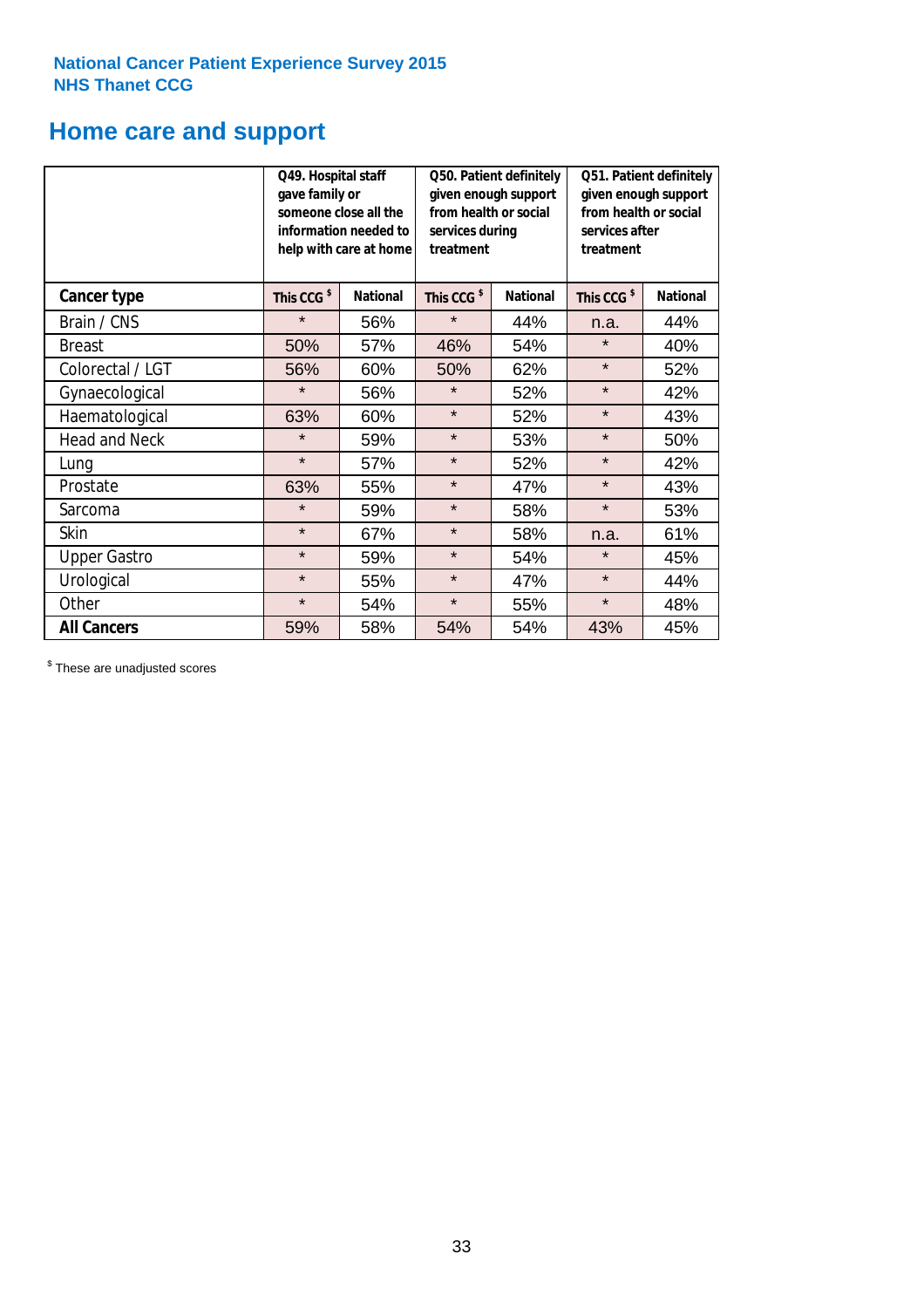National Cancer Patient Experience Survey 2015
NHS Thanet CCG

## Home care and support

| | Q49. Hospital staff gave family or someone close all the information needed to help with care at home | | Q50. Patient definitely given enough support from health or social services during treatment | | Q51. Patient definitely given enough support from health or social services after treatment | |
|---|---|---|---|---|---|---|
| **Cancer type** | **This CCG $** | **National** | **This CCG $** | **National** | **This CCG $** | **National** |
| Brain / CNS | * | 56% | * | 44% | n.a. | 44% |
| Breast | 50% | 57% | 46% | 54% | * | 40% |
| Colorectal / LGT | 56% | 60% | 50% | 62% | * | 52% |
| Gynaecological | * | 56% | * | 52% | * | 42% |
| Haematological | 63% | 60% | * | 52% | * | 43% |
| Head and Neck | * | 59% | * | 53% | * | 50% |
| Lung | * | 57% | * | 52% | * | 42% |
| Prostate | 63% | 55% | * | 47% | * | 43% |
| Sarcoma | * | 59% | * | 58% | * | 53% |
| Skin | * | 67% | * | 58% | n.a. | 61% |
| Upper Gastro | * | 59% | * | 54% | * | 45% |
| Urological | * | 55% | * | 47% | * | 44% |
| Other | * | 54% | * | 55% | * | 48% |
| **All Cancers** | 59% | 58% | 54% | 54% | 43% | 45% |

$ These are unadjusted scores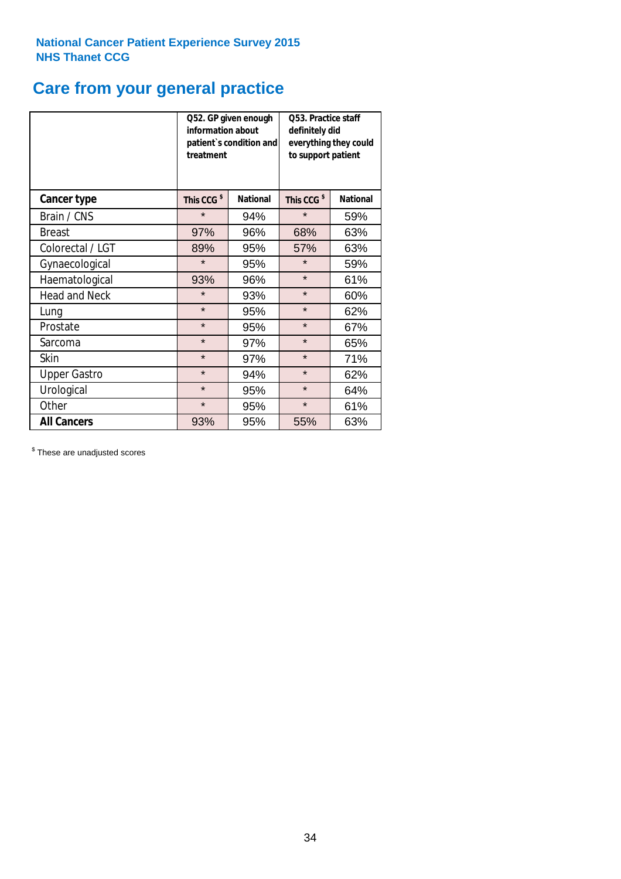National Cancer Patient Experience Survey 2015
NHS Thanet CCG

# Care from your general practice

| | Q52. GP given enough information about patient`s condition and treatment | | Q53. Practice staff definitely did everything they could to support patient | |
|---|---|---|---|---|
| **Cancer type** | **This CCG $** | **National** | **This CCG $** | **National** |
| Brain / CNS | * | 94% | * | 59% |
| Breast | 97% | 96% | 68% | 63% |
| Colorectal / LGT | 89% | 95% | 57% | 63% |
| Gynaecological | * | 95% | * | 59% |
| Haematological | 93% | 96% | * | 61% |
| Head and Neck | * | 93% | * | 60% |
| Lung | * | 95% | * | 62% |
| Prostate | * | 95% | * | 67% |
| Sarcoma | * | 97% | * | 65% |
| Skin | * | 97% | * | 71% |
| Upper Gastro | * | 94% | * | 62% |
| Urological | * | 95% | * | 64% |
| Other | * | 95% | * | 61% |
| **All Cancers** | 93% | 95% | 55% | 63% |

$ These are unadjusted scores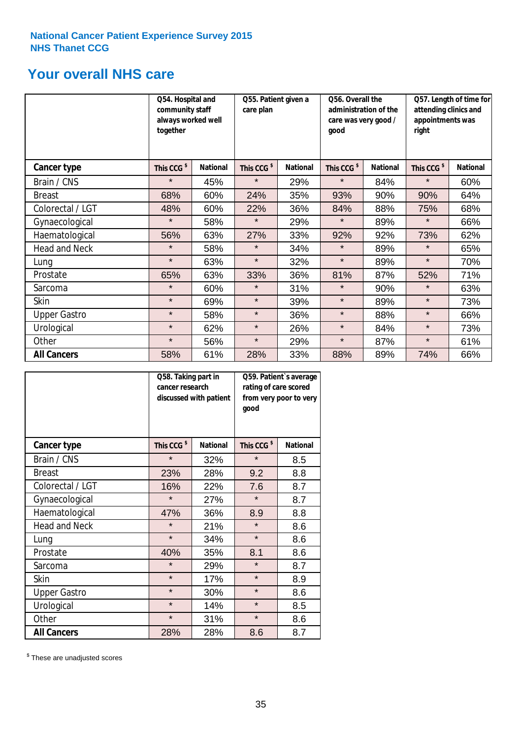National Cancer Patient Experience Survey 2015
NHS Thanet CCG

# Your overall NHS care

| | Q54. Hospital and community staff always worked well together | | Q55. Patient given a care plan | | Q56. Overall the administration of the care was very good / good | | Q57. Length of time for attending clinics and appointments was right | |
|---|---|---|---|---|---|---|---|---|
| **Cancer type** | This CCG $ | National | This CCG $ | National | This CCG $ | National | This CCG $ | National |
| Brain / CNS | * | 45% | * | 29% | * | 84% | * | 60% |
| Breast | 68% | 60% | 24% | 35% | 93% | 90% | 90% | 64% |
| Colorectal / LGT | 48% | 60% | 22% | 36% | 84% | 88% | 75% | 68% |
| Gynaecological | * | 58% | * | 29% | * | 89% | * | 66% |
| Haematological | 56% | 63% | 27% | 33% | 92% | 92% | 73% | 62% |
| Head and Neck | * | 58% | * | 34% | * | 89% | * | 65% |
| Lung | * | 63% | * | 32% | * | 89% | * | 70% |
| Prostate | 65% | 63% | 33% | 36% | 81% | 87% | 52% | 71% |
| Sarcoma | * | 60% | * | 31% | * | 90% | * | 63% |
| Skin | * | 69% | * | 39% | * | 89% | * | 73% |
| Upper Gastro | * | 58% | * | 36% | * | 88% | * | 66% |
| Urological | * | 62% | * | 26% | * | 84% | * | 73% |
| Other | * | 56% | * | 29% | * | 87% | * | 61% |
| **All Cancers** | 58% | 61% | 28% | 33% | 88% | 89% | 74% | 66% |

| | Q58. Taking part in cancer research discussed with patient | | Q59. Patient`s average rating of care scored from very poor to very good | |
|---|---|---|---|---|
| **Cancer type** | This CCG $ | National | This CCG $ | National |
| Brain / CNS | * | 32% | * | 8.5 |
| Breast | 23% | 28% | 9.2 | 8.8 |
| Colorectal / LGT | 16% | 22% | 7.6 | 8.7 |
| Gynaecological | * | 27% | * | 8.7 |
| Haematological | 47% | 36% | 8.9 | 8.8 |
| Head and Neck | * | 21% | * | 8.6 |
| Lung | * | 34% | * | 8.6 |
| Prostate | 40% | 35% | 8.1 | 8.6 |
| Sarcoma | * | 29% | * | 8.7 |
| Skin | * | 17% | * | 8.9 |
| Upper Gastro | * | 30% | * | 8.6 |
| Urological | * | 14% | * | 8.5 |
| Other | * | 31% | * | 8.6 |
| **All Cancers** | 28% | 28% | 8.6 | 8.7 |

$ These are unadjusted scores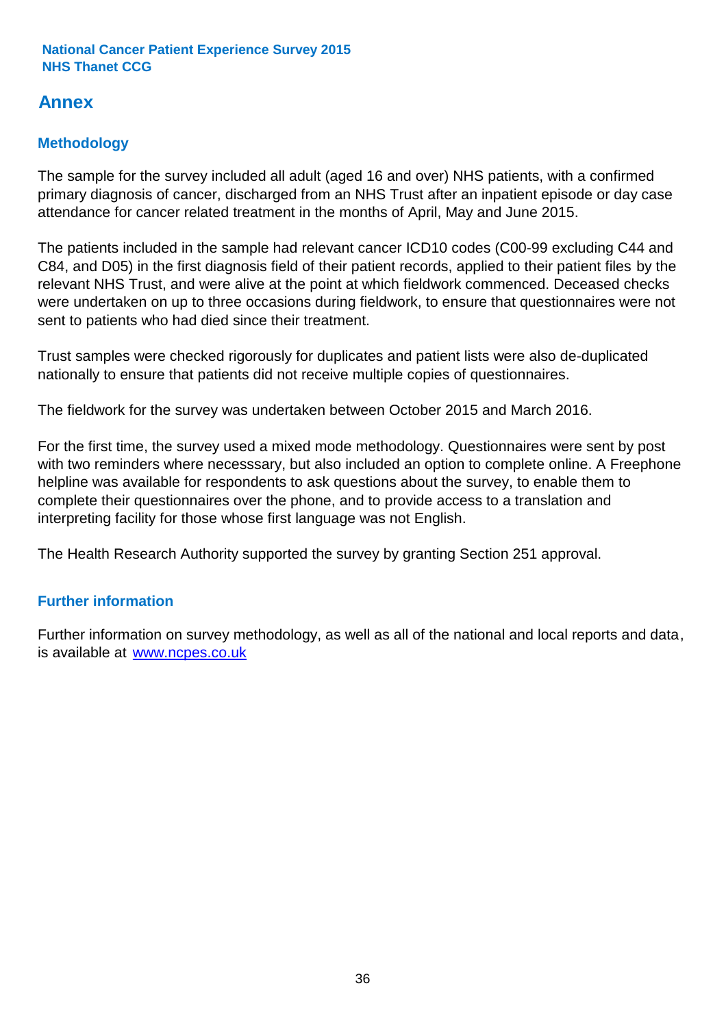# Annex

## Methodology

The sample for the survey included all adult (aged 16 and over) NHS patients, with a confirmed primary diagnosis of cancer, discharged from an NHS Trust after an inpatient episode or day case attendance for cancer related treatment in the months of April, May and June 2015.

The patients included in the sample had relevant cancer ICD10 codes (C00-99 excluding C44 and C84, and D05) in the first diagnosis field of their patient records, applied to their patient files by the relevant NHS Trust, and were alive at the point at which fieldwork commenced. Deceased checks were undertaken on up to three occasions during fieldwork, to ensure that questionnaires were not sent to patients who had died since their treatment.

Trust samples were checked rigorously for duplicates and patient lists were also de-duplicated nationally to ensure that patients did not receive multiple copies of questionnaires.

The fieldwork for the survey was undertaken between October 2015 and March 2016.

For the first time, the survey used a mixed mode methodology. Questionnaires were sent by post with two reminders where necesssary, but also included an option to complete online. A Freephone helpline was available for respondents to ask questions about the survey, to enable them to complete their questionnaires over the phone, and to provide access to a translation and interpreting facility for those whose first language was not English.

The Health Research Authority supported the survey by granting Section 251 approval.

## Further information

Further information on survey methodology, as well as all of the national and local reports and data, is available at [www.ncpes.co.uk](http://www.ncpes.co.uk)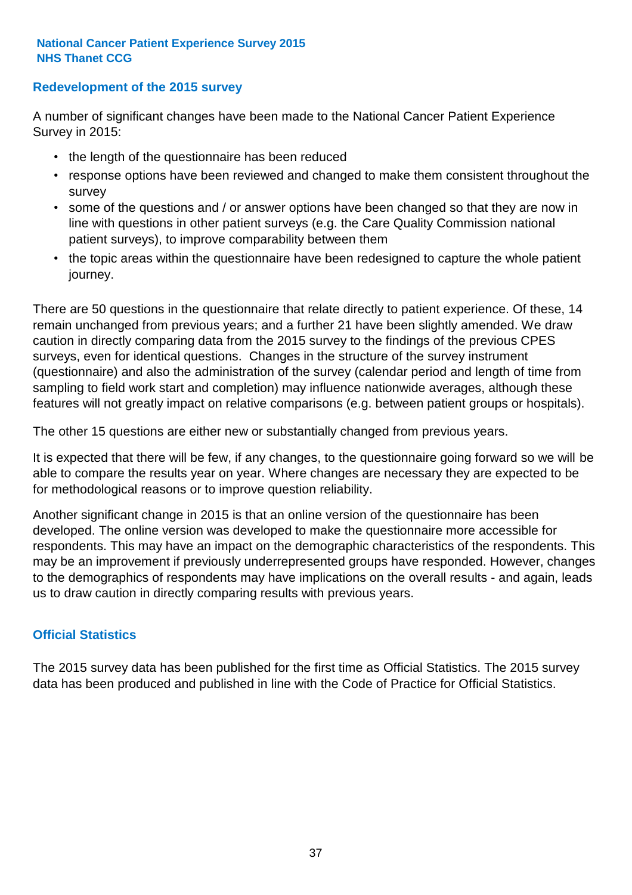## Redevelopment of the 2015 survey

A number of significant changes have been made to the National Cancer Patient Experience Survey in 2015:

- the length of the questionnaire has been reduced
- response options have been reviewed and changed to make them consistent throughout the survey
- some of the questions and / or answer options have been changed so that they are now in line with questions in other patient surveys (e.g. the Care Quality Commission national patient surveys), to improve comparability between them
- the topic areas within the questionnaire have been redesigned to capture the whole patient journey.

There are 50 questions in the questionnaire that relate directly to patient experience. Of these, 14 remain unchanged from previous years; and a further 21 have been slightly amended. We draw caution in directly comparing data from the 2015 survey to the findings of the previous CPES surveys, even for identical questions. Changes in the structure of the survey instrument (questionnaire) and also the administration of the survey (calendar period and length of time from sampling to field work start and completion) may influence nationwide averages, although these features will not greatly impact on relative comparisons (e.g. between patient groups or hospitals).

The other 15 questions are either new or substantially changed from previous years.

It is expected that there will be few, if any changes, to the questionnaire going forward so we will be able to compare the results year on year. Where changes are necessary they are expected to be for methodological reasons or to improve question reliability.

Another significant change in 2015 is that an online version of the questionnaire has been developed. The online version was developed to make the questionnaire more accessible for respondents. This may have an impact on the demographic characteristics of the respondents. This may be an improvement if previously underrepresented groups have responded. However, changes to the demographics of respondents may have implications on the overall results - and again, leads us to draw caution in directly comparing results with previous years.

## Official Statistics

The 2015 survey data has been published for the first time as Official Statistics. The 2015 survey data has been produced and published in line with the Code of Practice for Official Statistics.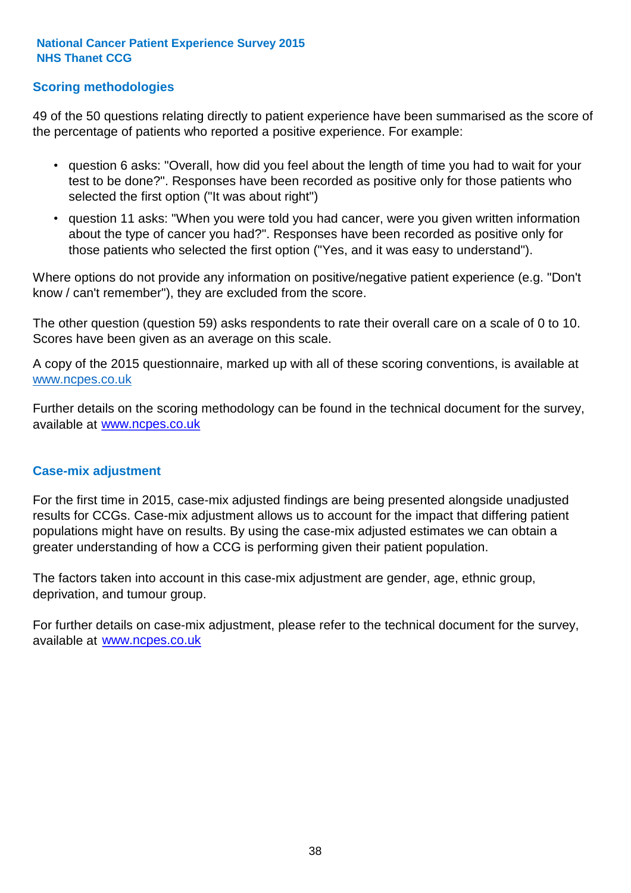## Scoring methodologies

49 of the 50 questions relating directly to patient experience have been summarised as the score of the percentage of patients who reported a positive experience. For example:

- question 6 asks: "Overall, how did you feel about the length of time you had to wait for your test to be done?". Responses have been recorded as positive only for those patients who selected the first option ("It was about right")
- question 11 asks: "When you were told you had cancer, were you given written information about the type of cancer you had?". Responses have been recorded as positive only for those patients who selected the first option ("Yes, and it was easy to understand").

Where options do not provide any information on positive/negative patient experience (e.g. "Don't know / can't remember"), they are excluded from the score.

The other question (question 59) asks respondents to rate their overall care on a scale of 0 to 10. Scores have been given as an average on this scale.

A copy of the 2015 questionnaire, marked up with all of these scoring conventions, is available at www.ncpes.co.uk

Further details on the scoring methodology can be found in the technical document for the survey, available at www.ncpes.co.uk

## Case-mix adjustment

For the first time in 2015, case-mix adjusted findings are being presented alongside unadjusted results for CCGs. Case-mix adjustment allows us to account for the impact that differing patient populations might have on results. By using the case-mix adjusted estimates we can obtain a greater understanding of how a CCG is performing given their patient population.

The factors taken into account in this case-mix adjustment are gender, age, ethnic group, deprivation, and tumour group.

For further details on case-mix adjustment, please refer to the technical document for the survey, available at www.ncpes.co.uk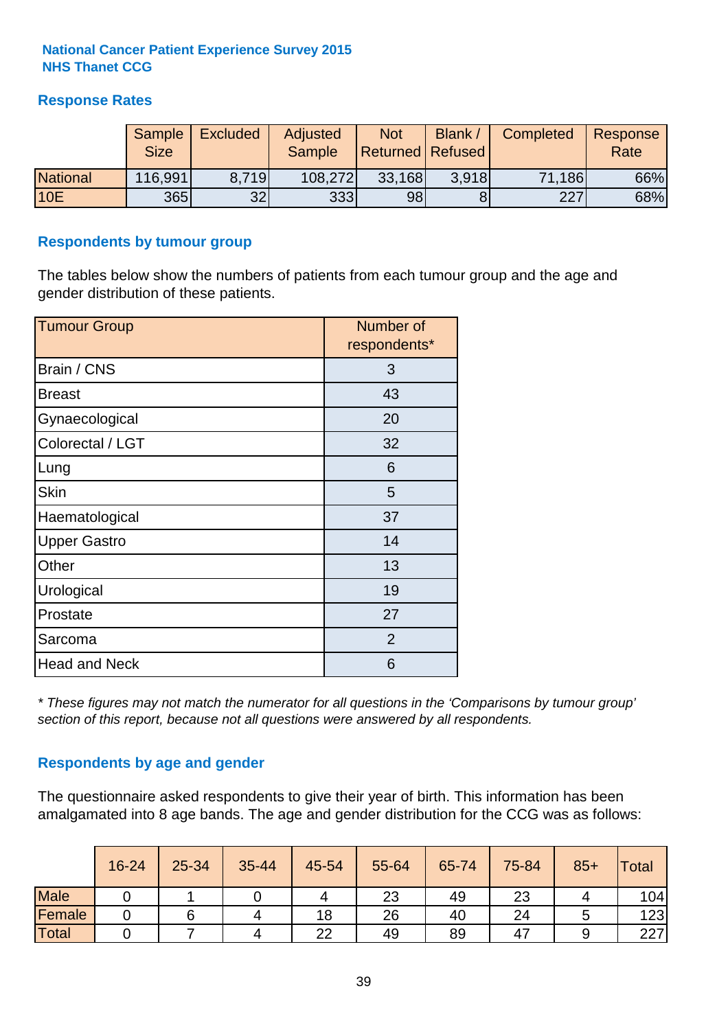**National Cancer Patient Experience Survey 2015**
**NHS Thanet CCG**

## Response Rates

| | Sample Size | Excluded | Adjusted Sample | Not Returned | Blank / Refused | Completed | Response Rate |
|---|---|---|---|---|---|---|---|
| National | 116,991 | 8,719 | 108,272 | 33,168 | 3,918 | 71,186 | 66% |
| 10E | 365 | 32 | 333 | 98 | 8 | 227 | 68% |

## Respondents by tumour group

The tables below show the numbers of patients from each tumour group and the age and gender distribution of these patients.

| Tumour Group | Number of respondents* |
|---|---|
| Brain / CNS | 3 |
| Breast | 43 |
| Gynaecological | 20 |
| Colorectal / LGT | 32 |
| Lung | 6 |
| Skin | 5 |
| Haematological | 37 |
| Upper Gastro | 14 |
| Other | 13 |
| Urological | 19 |
| Prostate | 27 |
| Sarcoma | 2 |
| Head and Neck | 6 |

*\* These figures may not match the numerator for all questions in the 'Comparisons by tumour group' section of this report, because not all questions were answered by all respondents.*

## Respondents by age and gender

The questionnaire asked respondents to give their year of birth. This information has been amalgamated into 8 age bands. The age and gender distribution for the CCG was as follows:

| | 16-24 | 25-34 | 35-44 | 45-54 | 55-64 | 65-74 | 75-84 | 85+ | Total |
|---|---|---|---|---|---|---|---|---|---|
| Male | 0 | 1 | 0 | 4 | 23 | 49 | 23 | 4 | 104 |
| Female | 0 | 6 | 4 | 18 | 26 | 40 | 24 | 5 | 123 |
| Total | 0 | 7 | 4 | 22 | 49 | 89 | 47 | 9 | 227 |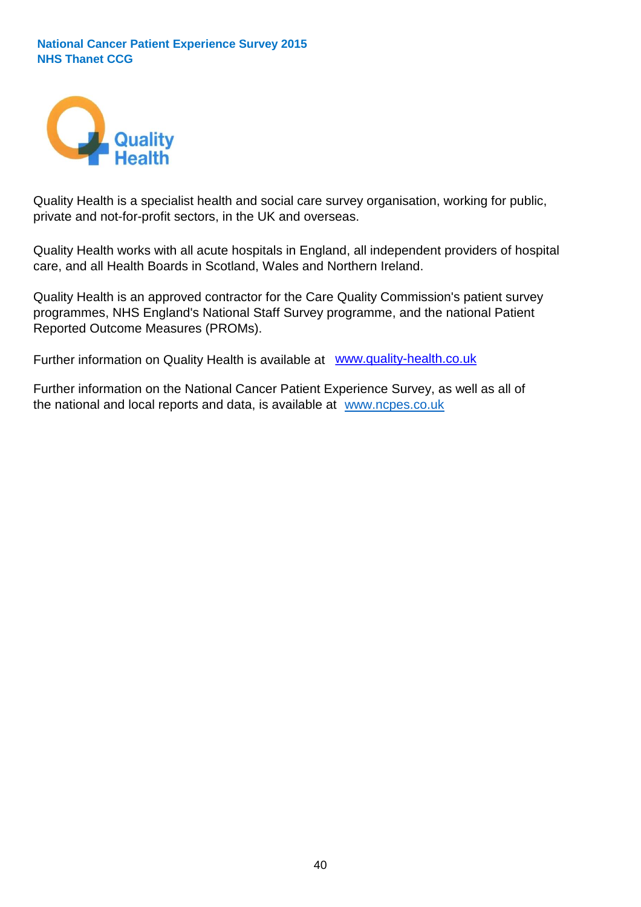Quality Health is a specialist health and social care survey organisation, working for public, private and not-for-profit sectors, in the UK and overseas.

Quality Health works with all acute hospitals in England, all independent providers of hospital care, and all Health Boards in Scotland, Wales and Northern Ireland.

Quality Health is an approved contractor for the Care Quality Commission's patient survey programmes, NHS England's National Staff Survey programme, and the national Patient Reported Outcome Measures (PROMs).

Further information on Quality Health is available at [www.quality-health.co.uk](http://www.quality-health.co.uk)

Further information on the National Cancer Patient Experience Survey, as well as all of the national and local reports and data, is available at [www.ncpes.co.uk](http://www.ncpes.co.uk)